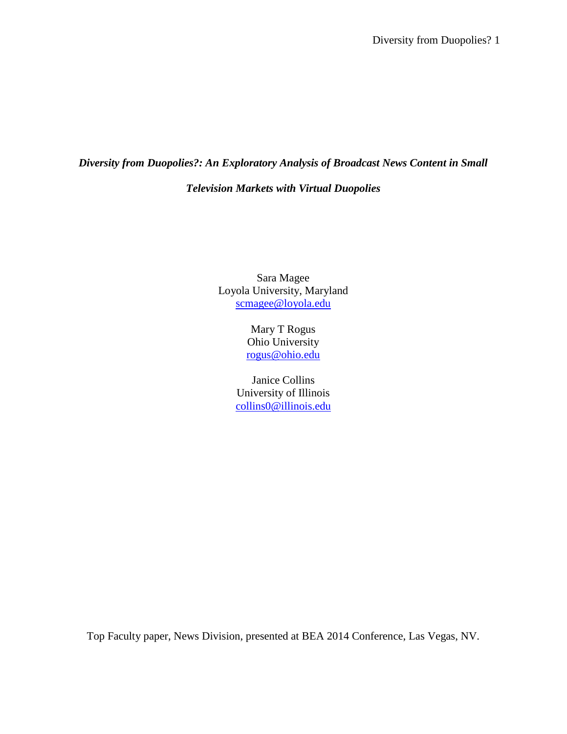# *Diversity from Duopolies?: An Exploratory Analysis of Broadcast News Content in Small Television Markets with Virtual Duopolies*

Sara Magee
Loyola University, Maryland
scmagee@loyola.edu

Mary T Rogus
Ohio University
rogus@ohio.edu

Janice Collins
University of Illinois
collins0@illinois.edu

Top Faculty paper, News Division, presented at BEA 2014 Conference, Las Vegas, NV.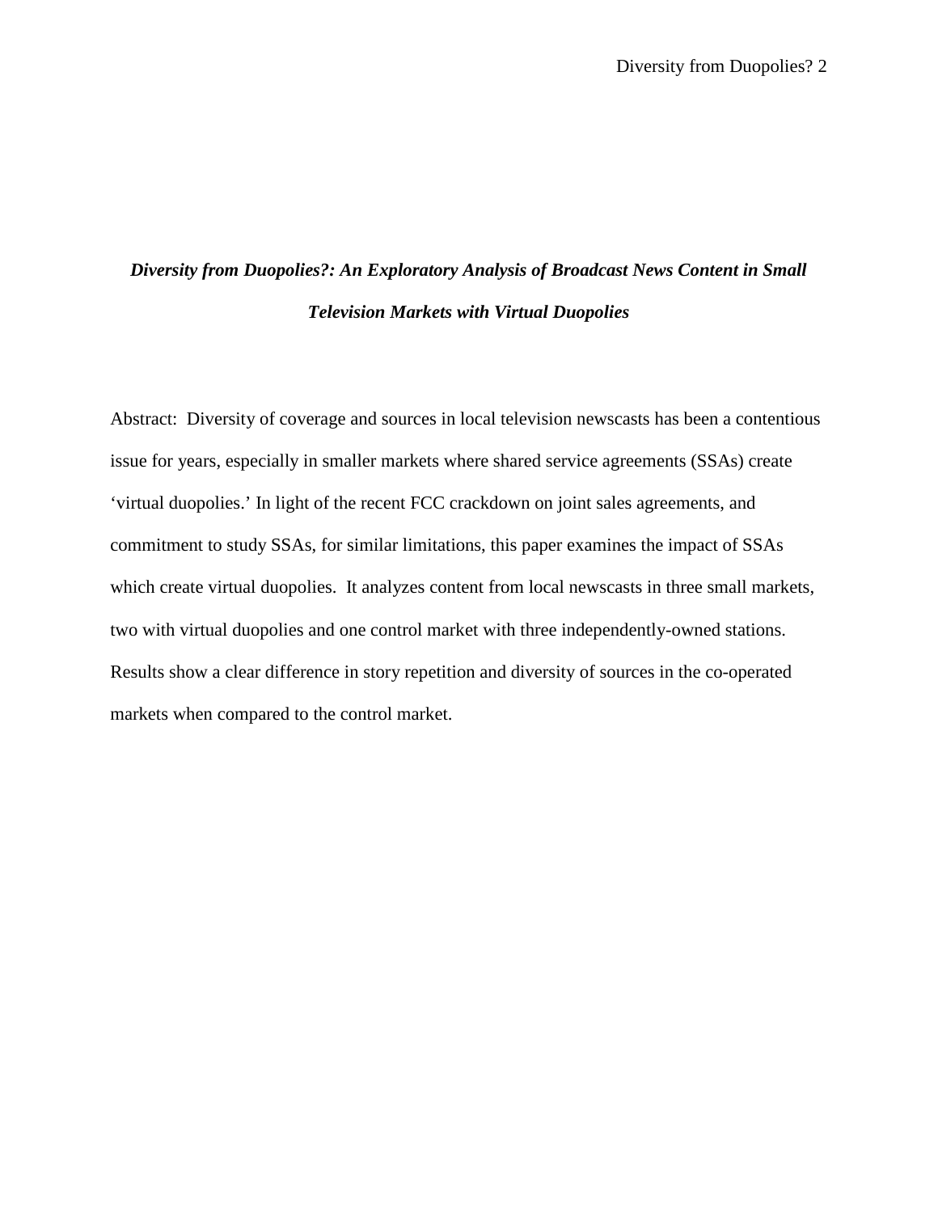***Diversity from Duopolies?: An Exploratory Analysis of Broadcast News Content in Small Television Markets with Virtual Duopolies***

Abstract: Diversity of coverage and sources in local television newscasts has been a contentious issue for years, especially in smaller markets where shared service agreements (SSAs) create 'virtual duopolies.' In light of the recent FCC crackdown on joint sales agreements, and commitment to study SSAs, for similar limitations, this paper examines the impact of SSAs which create virtual duopolies. It analyzes content from local newscasts in three small markets, two with virtual duopolies and one control market with three independently-owned stations. Results show a clear difference in story repetition and diversity of sources in the co-operated markets when compared to the control market.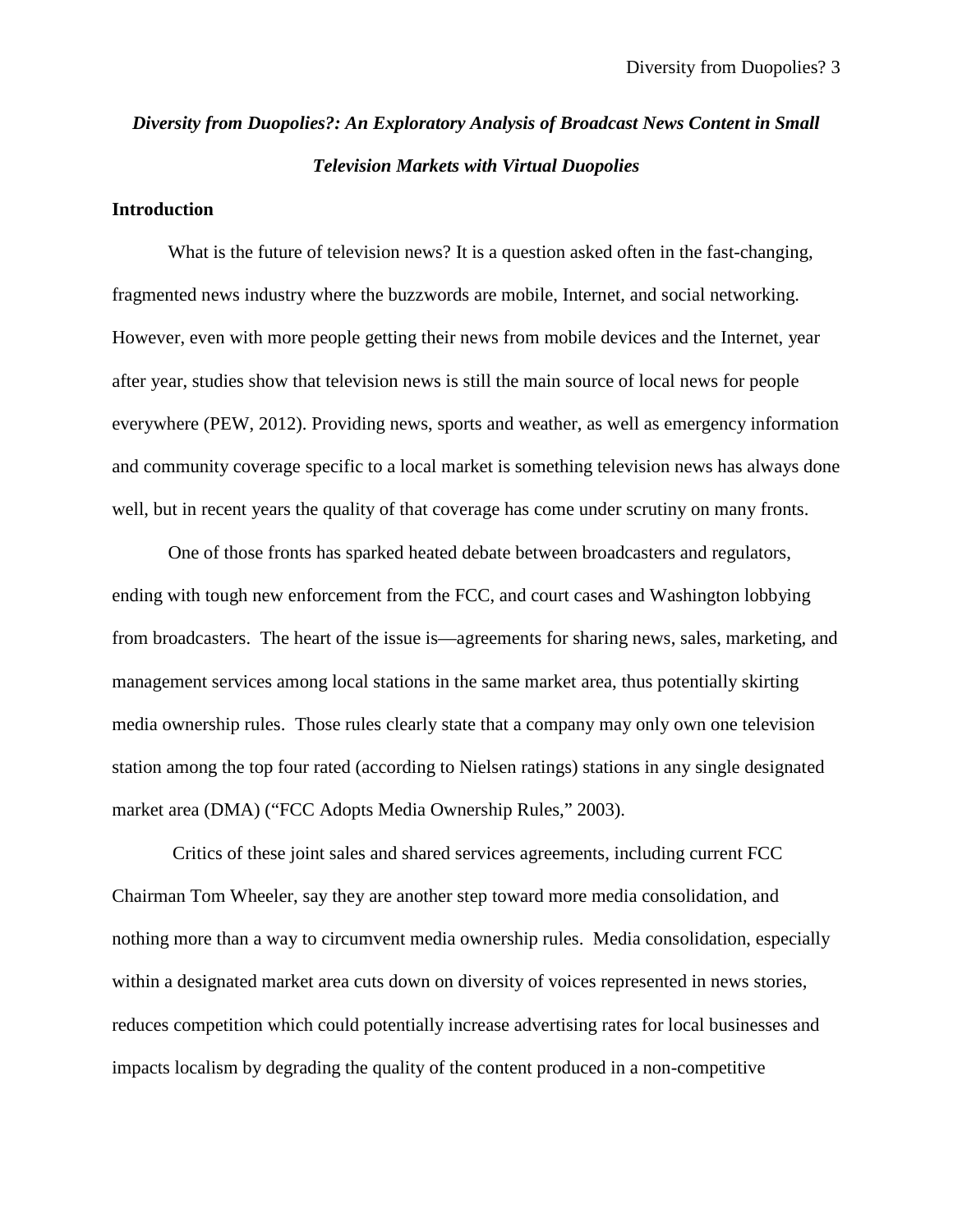***Diversity from Duopolies?: An Exploratory Analysis of Broadcast News Content in Small Television Markets with Virtual Duopolies***

## Introduction

What is the future of television news? It is a question asked often in the fast-changing, fragmented news industry where the buzzwords are mobile, Internet, and social networking. However, even with more people getting their news from mobile devices and the Internet, year after year, studies show that television news is still the main source of local news for people everywhere (PEW, 2012). Providing news, sports and weather, as well as emergency information and community coverage specific to a local market is something television news has always done well, but in recent years the quality of that coverage has come under scrutiny on many fronts.

One of those fronts has sparked heated debate between broadcasters and regulators, ending with tough new enforcement from the FCC, and court cases and Washington lobbying from broadcasters. The heart of the issue is—agreements for sharing news, sales, marketing, and management services among local stations in the same market area, thus potentially skirting media ownership rules. Those rules clearly state that a company may only own one television station among the top four rated (according to Nielsen ratings) stations in any single designated market area (DMA) ("FCC Adopts Media Ownership Rules," 2003).

Critics of these joint sales and shared services agreements, including current FCC Chairman Tom Wheeler, say they are another step toward more media consolidation, and nothing more than a way to circumvent media ownership rules. Media consolidation, especially within a designated market area cuts down on diversity of voices represented in news stories, reduces competition which could potentially increase advertising rates for local businesses and impacts localism by degrading the quality of the content produced in a non-competitive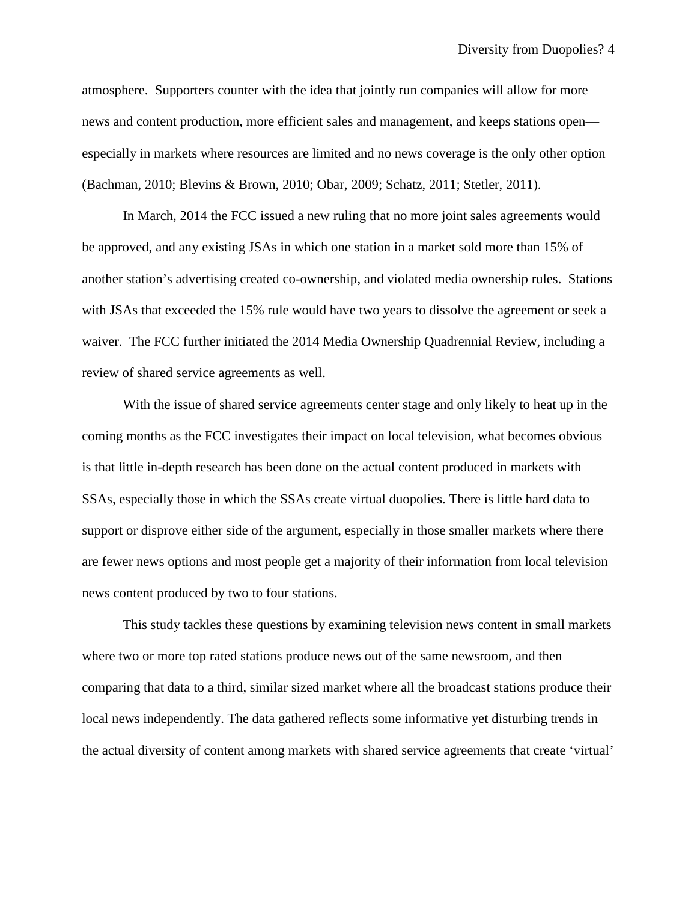atmosphere. Supporters counter with the idea that jointly run companies will allow for more news and content production, more efficient sales and management, and keeps stations open—especially in markets where resources are limited and no news coverage is the only other option (Bachman, 2010; Blevins & Brown, 2010; Obar, 2009; Schatz, 2011; Stetler, 2011).

In March, 2014 the FCC issued a new ruling that no more joint sales agreements would be approved, and any existing JSAs in which one station in a market sold more than 15% of another station's advertising created co-ownership, and violated media ownership rules. Stations with JSAs that exceeded the 15% rule would have two years to dissolve the agreement or seek a waiver. The FCC further initiated the 2014 Media Ownership Quadrennial Review, including a review of shared service agreements as well.

With the issue of shared service agreements center stage and only likely to heat up in the coming months as the FCC investigates their impact on local television, what becomes obvious is that little in-depth research has been done on the actual content produced in markets with SSAs, especially those in which the SSAs create virtual duopolies. There is little hard data to support or disprove either side of the argument, especially in those smaller markets where there are fewer news options and most people get a majority of their information from local television news content produced by two to four stations.

This study tackles these questions by examining television news content in small markets where two or more top rated stations produce news out of the same newsroom, and then comparing that data to a third, similar sized market where all the broadcast stations produce their local news independently. The data gathered reflects some informative yet disturbing trends in the actual diversity of content among markets with shared service agreements that create 'virtual'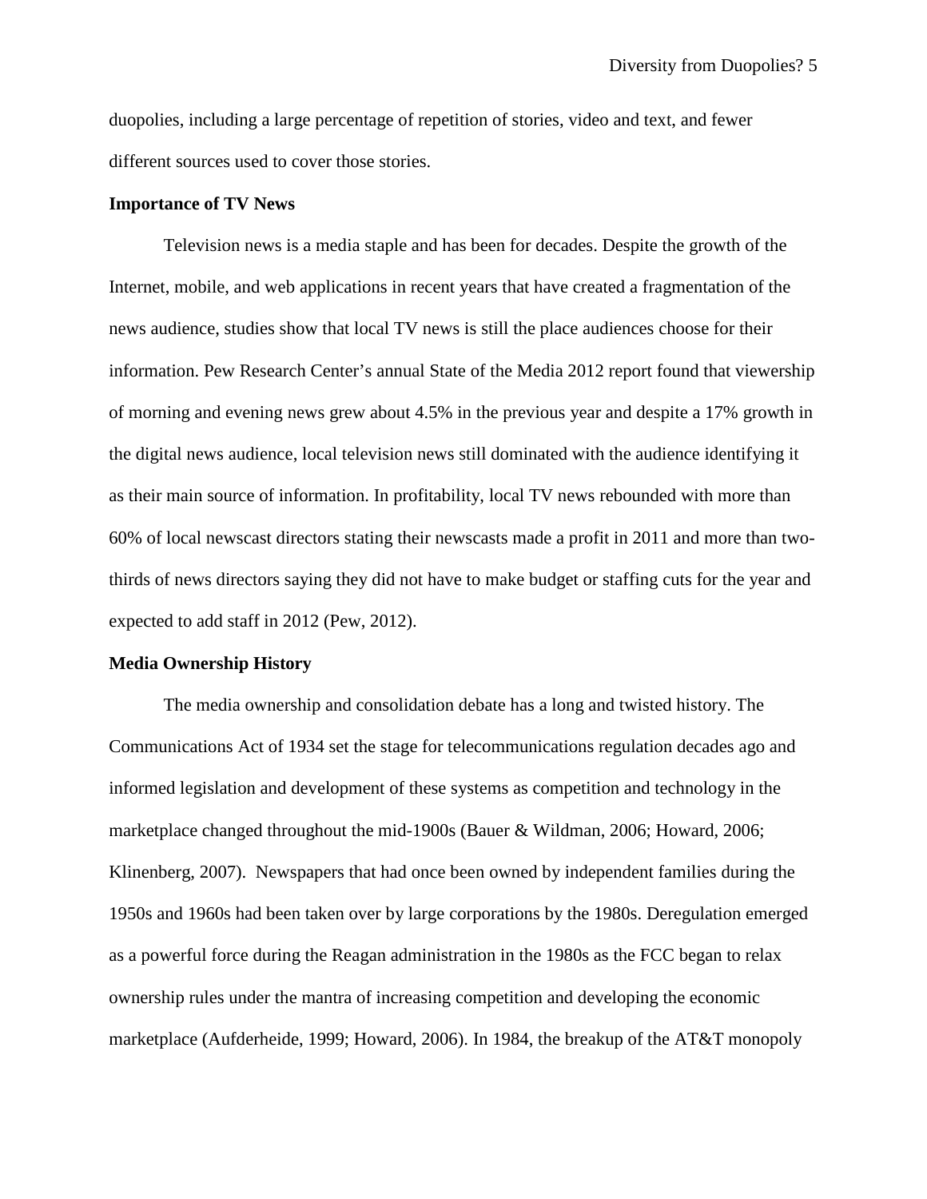duopolies, including a large percentage of repetition of stories, video and text, and fewer different sources used to cover those stories.

**Importance of TV News**

Television news is a media staple and has been for decades. Despite the growth of the Internet, mobile, and web applications in recent years that have created a fragmentation of the news audience, studies show that local TV news is still the place audiences choose for their information. Pew Research Center's annual State of the Media 2012 report found that viewership of morning and evening news grew about 4.5% in the previous year and despite a 17% growth in the digital news audience, local television news still dominated with the audience identifying it as their main source of information. In profitability, local TV news rebounded with more than 60% of local newscast directors stating their newscasts made a profit in 2011 and more than two-thirds of news directors saying they did not have to make budget or staffing cuts for the year and expected to add staff in 2012 (Pew, 2012).

**Media Ownership History**

The media ownership and consolidation debate has a long and twisted history. The Communications Act of 1934 set the stage for telecommunications regulation decades ago and informed legislation and development of these systems as competition and technology in the marketplace changed throughout the mid-1900s (Bauer & Wildman, 2006; Howard, 2006; Klinenberg, 2007). Newspapers that had once been owned by independent families during the 1950s and 1960s had been taken over by large corporations by the 1980s. Deregulation emerged as a powerful force during the Reagan administration in the 1980s as the FCC began to relax ownership rules under the mantra of increasing competition and developing the economic marketplace (Aufderheide, 1999; Howard, 2006). In 1984, the breakup of the AT&T monopoly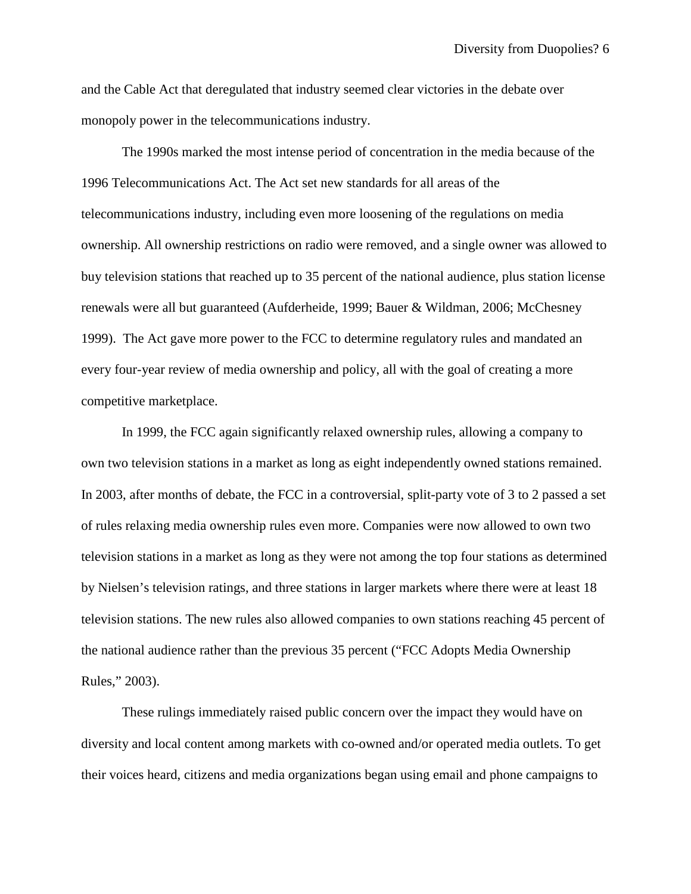and the Cable Act that deregulated that industry seemed clear victories in the debate over monopoly power in the telecommunications industry.

The 1990s marked the most intense period of concentration in the media because of the 1996 Telecommunications Act. The Act set new standards for all areas of the telecommunications industry, including even more loosening of the regulations on media ownership. All ownership restrictions on radio were removed, and a single owner was allowed to buy television stations that reached up to 35 percent of the national audience, plus station license renewals were all but guaranteed (Aufderheide, 1999; Bauer & Wildman, 2006; McChesney 1999). The Act gave more power to the FCC to determine regulatory rules and mandated an every four-year review of media ownership and policy, all with the goal of creating a more competitive marketplace.

In 1999, the FCC again significantly relaxed ownership rules, allowing a company to own two television stations in a market as long as eight independently owned stations remained. In 2003, after months of debate, the FCC in a controversial, split-party vote of 3 to 2 passed a set of rules relaxing media ownership rules even more. Companies were now allowed to own two television stations in a market as long as they were not among the top four stations as determined by Nielsen's television ratings, and three stations in larger markets where there were at least 18 television stations. The new rules also allowed companies to own stations reaching 45 percent of the national audience rather than the previous 35 percent ("FCC Adopts Media Ownership Rules," 2003).

These rulings immediately raised public concern over the impact they would have on diversity and local content among markets with co-owned and/or operated media outlets. To get their voices heard, citizens and media organizations began using email and phone campaigns to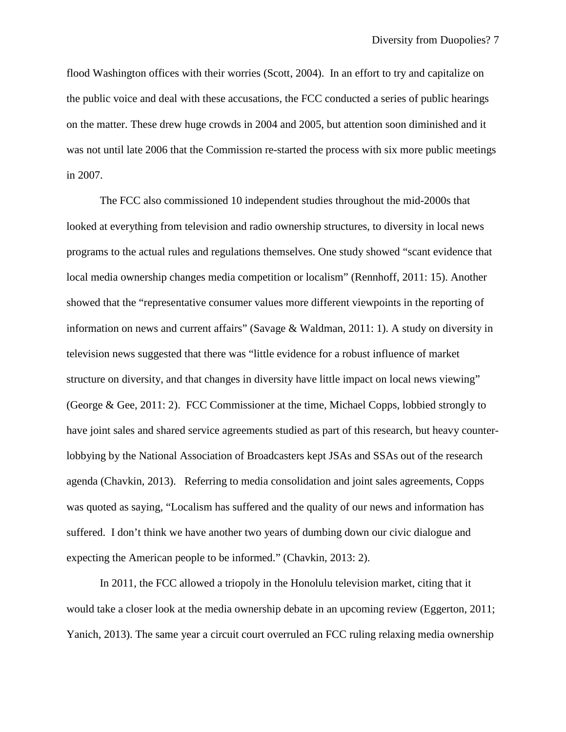flood Washington offices with their worries (Scott, 2004). In an effort to try and capitalize on the public voice and deal with these accusations, the FCC conducted a series of public hearings on the matter. These drew huge crowds in 2004 and 2005, but attention soon diminished and it was not until late 2006 that the Commission re-started the process with six more public meetings in 2007.

The FCC also commissioned 10 independent studies throughout the mid-2000s that looked at everything from television and radio ownership structures, to diversity in local news programs to the actual rules and regulations themselves. One study showed "scant evidence that local media ownership changes media competition or localism" (Rennhoff, 2011: 15). Another showed that the "representative consumer values more different viewpoints in the reporting of information on news and current affairs" (Savage & Waldman, 2011: 1). A study on diversity in television news suggested that there was "little evidence for a robust influence of market structure on diversity, and that changes in diversity have little impact on local news viewing" (George & Gee, 2011: 2). FCC Commissioner at the time, Michael Copps, lobbied strongly to have joint sales and shared service agreements studied as part of this research, but heavy counter-lobbying by the National Association of Broadcasters kept JSAs and SSAs out of the research agenda (Chavkin, 2013). Referring to media consolidation and joint sales agreements, Copps was quoted as saying, "Localism has suffered and the quality of our news and information has suffered. I don't think we have another two years of dumbing down our civic dialogue and expecting the American people to be informed." (Chavkin, 2013: 2).

In 2011, the FCC allowed a triopoly in the Honolulu television market, citing that it would take a closer look at the media ownership debate in an upcoming review (Eggerton, 2011; Yanich, 2013). The same year a circuit court overruled an FCC ruling relaxing media ownership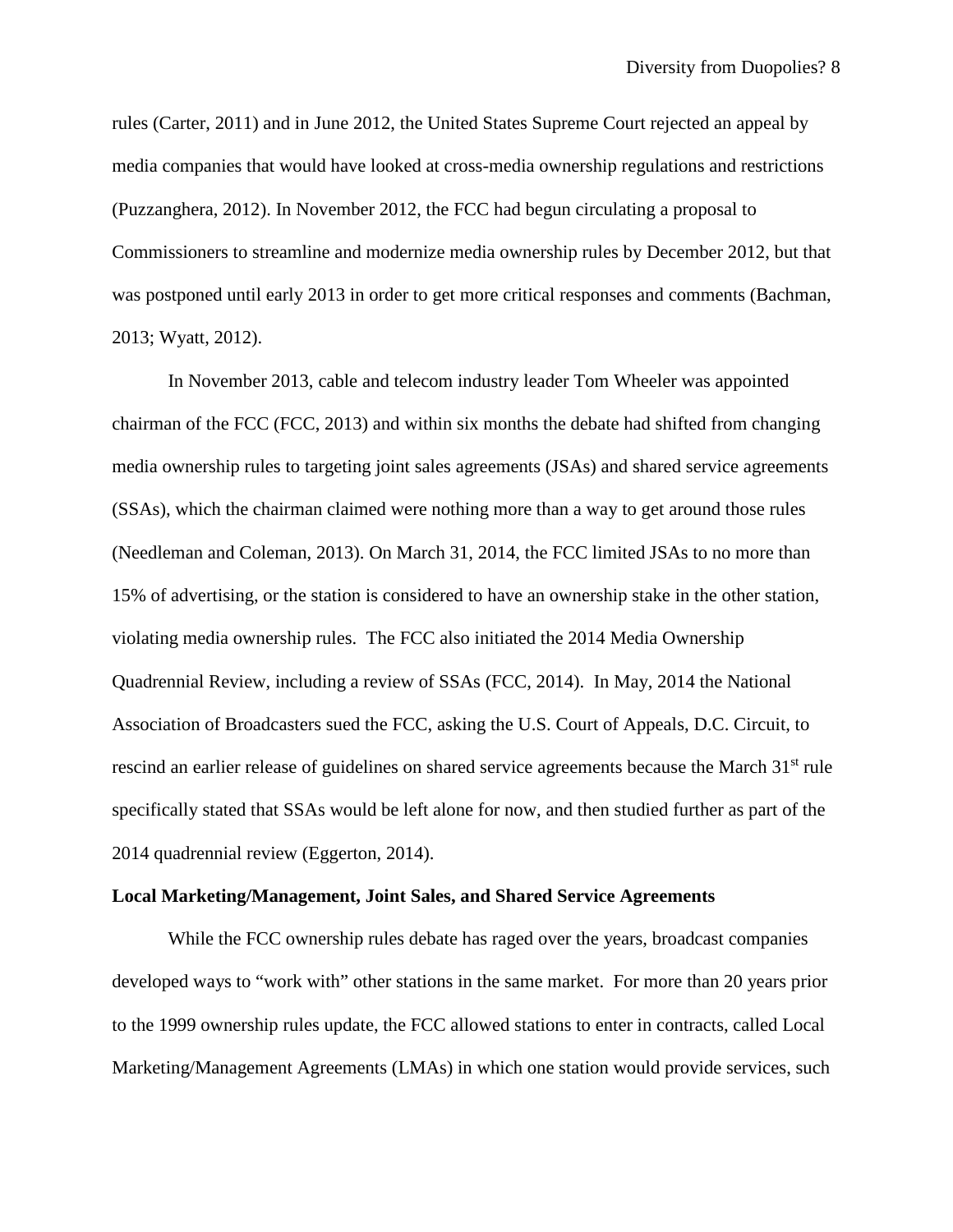rules (Carter, 2011) and in June 2012, the United States Supreme Court rejected an appeal by media companies that would have looked at cross-media ownership regulations and restrictions (Puzzanghera, 2012). In November 2012, the FCC had begun circulating a proposal to Commissioners to streamline and modernize media ownership rules by December 2012, but that was postponed until early 2013 in order to get more critical responses and comments (Bachman, 2013; Wyatt, 2012).

In November 2013, cable and telecom industry leader Tom Wheeler was appointed chairman of the FCC (FCC, 2013) and within six months the debate had shifted from changing media ownership rules to targeting joint sales agreements (JSAs) and shared service agreements (SSAs), which the chairman claimed were nothing more than a way to get around those rules (Needleman and Coleman, 2013). On March 31, 2014, the FCC limited JSAs to no more than 15% of advertising, or the station is considered to have an ownership stake in the other station, violating media ownership rules. The FCC also initiated the 2014 Media Ownership Quadrennial Review, including a review of SSAs (FCC, 2014). In May, 2014 the National Association of Broadcasters sued the FCC, asking the U.S. Court of Appeals, D.C. Circuit, to rescind an earlier release of guidelines on shared service agreements because the March 31st rule specifically stated that SSAs would be left alone for now, and then studied further as part of the 2014 quadrennial review (Eggerton, 2014).

**Local Marketing/Management, Joint Sales, and Shared Service Agreements**

While the FCC ownership rules debate has raged over the years, broadcast companies developed ways to "work with" other stations in the same market. For more than 20 years prior to the 1999 ownership rules update, the FCC allowed stations to enter in contracts, called Local Marketing/Management Agreements (LMAs) in which one station would provide services, such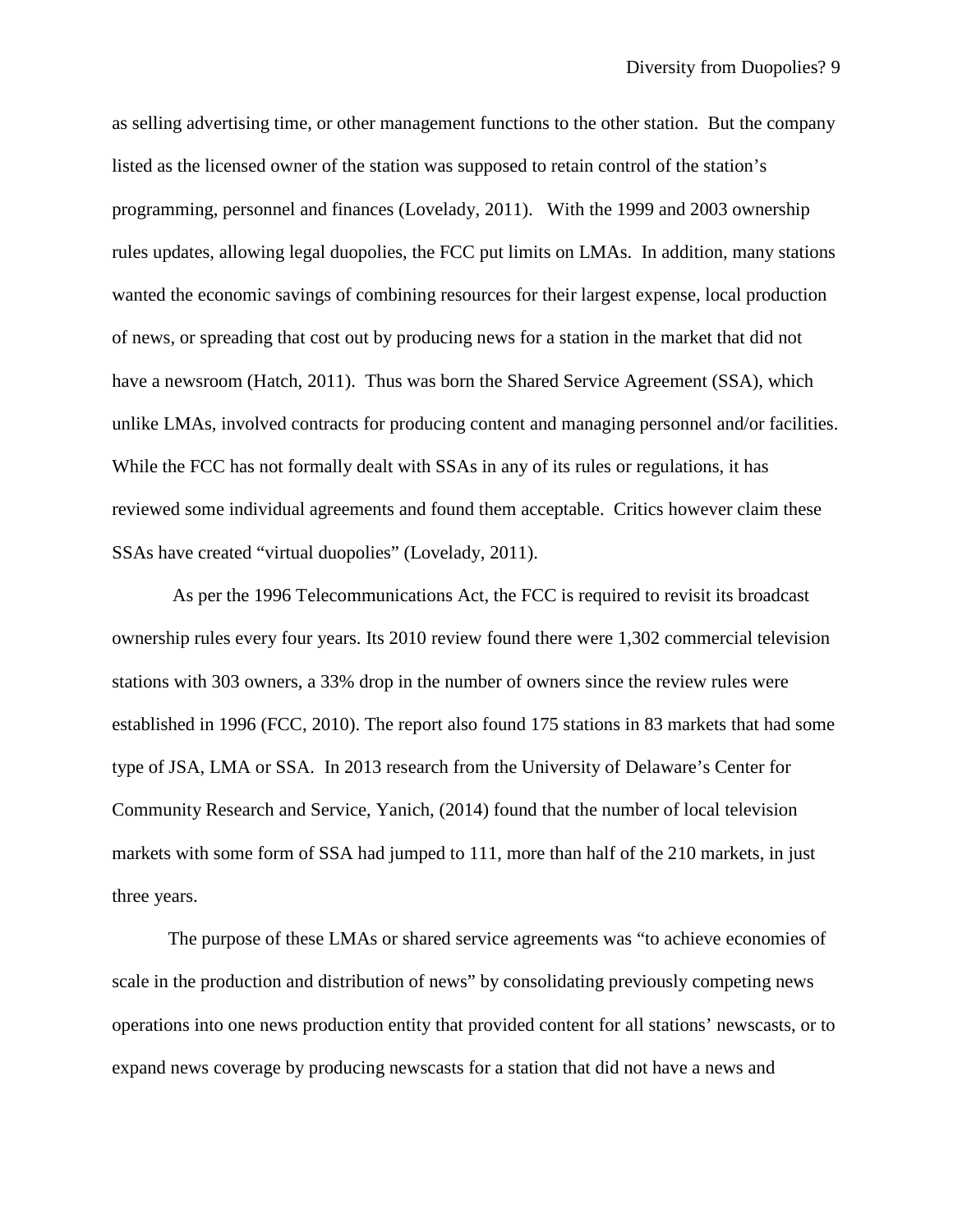as selling advertising time, or other management functions to the other station. But the company listed as the licensed owner of the station was supposed to retain control of the station's programming, personnel and finances (Lovelady, 2011). With the 1999 and 2003 ownership rules updates, allowing legal duopolies, the FCC put limits on LMAs. In addition, many stations wanted the economic savings of combining resources for their largest expense, local production of news, or spreading that cost out by producing news for a station in the market that did not have a newsroom (Hatch, 2011). Thus was born the Shared Service Agreement (SSA), which unlike LMAs, involved contracts for producing content and managing personnel and/or facilities. While the FCC has not formally dealt with SSAs in any of its rules or regulations, it has reviewed some individual agreements and found them acceptable. Critics however claim these SSAs have created "virtual duopolies" (Lovelady, 2011).

As per the 1996 Telecommunications Act, the FCC is required to revisit its broadcast ownership rules every four years. Its 2010 review found there were 1,302 commercial television stations with 303 owners, a 33% drop in the number of owners since the review rules were established in 1996 (FCC, 2010). The report also found 175 stations in 83 markets that had some type of JSA, LMA or SSA. In 2013 research from the University of Delaware's Center for Community Research and Service, Yanich, (2014) found that the number of local television markets with some form of SSA had jumped to 111, more than half of the 210 markets, in just three years.

The purpose of these LMAs or shared service agreements was "to achieve economies of scale in the production and distribution of news" by consolidating previously competing news operations into one news production entity that provided content for all stations' newscasts, or to expand news coverage by producing newscasts for a station that did not have a news and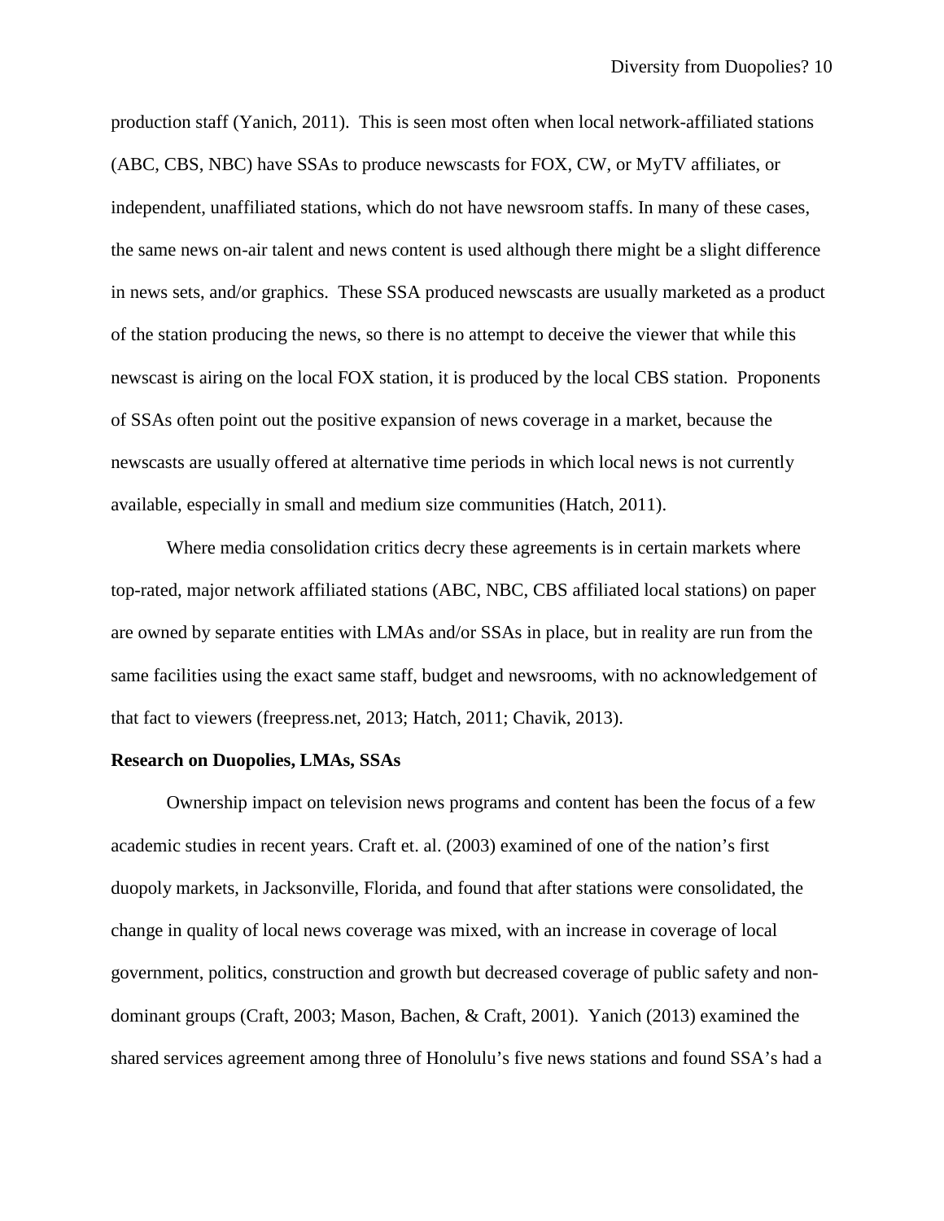production staff (Yanich, 2011). This is seen most often when local network-affiliated stations (ABC, CBS, NBC) have SSAs to produce newscasts for FOX, CW, or MyTV affiliates, or independent, unaffiliated stations, which do not have newsroom staffs. In many of these cases, the same news on-air talent and news content is used although there might be a slight difference in news sets, and/or graphics. These SSA produced newscasts are usually marketed as a product of the station producing the news, so there is no attempt to deceive the viewer that while this newscast is airing on the local FOX station, it is produced by the local CBS station. Proponents of SSAs often point out the positive expansion of news coverage in a market, because the newscasts are usually offered at alternative time periods in which local news is not currently available, especially in small and medium size communities (Hatch, 2011).

Where media consolidation critics decry these agreements is in certain markets where top-rated, major network affiliated stations (ABC, NBC, CBS affiliated local stations) on paper are owned by separate entities with LMAs and/or SSAs in place, but in reality are run from the same facilities using the exact same staff, budget and newsrooms, with no acknowledgement of that fact to viewers (freepress.net, 2013; Hatch, 2011; Chavik, 2013).

**Research on Duopolies, LMAs, SSAs**

Ownership impact on television news programs and content has been the focus of a few academic studies in recent years. Craft et. al. (2003) examined of one of the nation's first duopoly markets, in Jacksonville, Florida, and found that after stations were consolidated, the change in quality of local news coverage was mixed, with an increase in coverage of local government, politics, construction and growth but decreased coverage of public safety and non-dominant groups (Craft, 2003; Mason, Bachen, & Craft, 2001). Yanich (2013) examined the shared services agreement among three of Honolulu's five news stations and found SSA's had a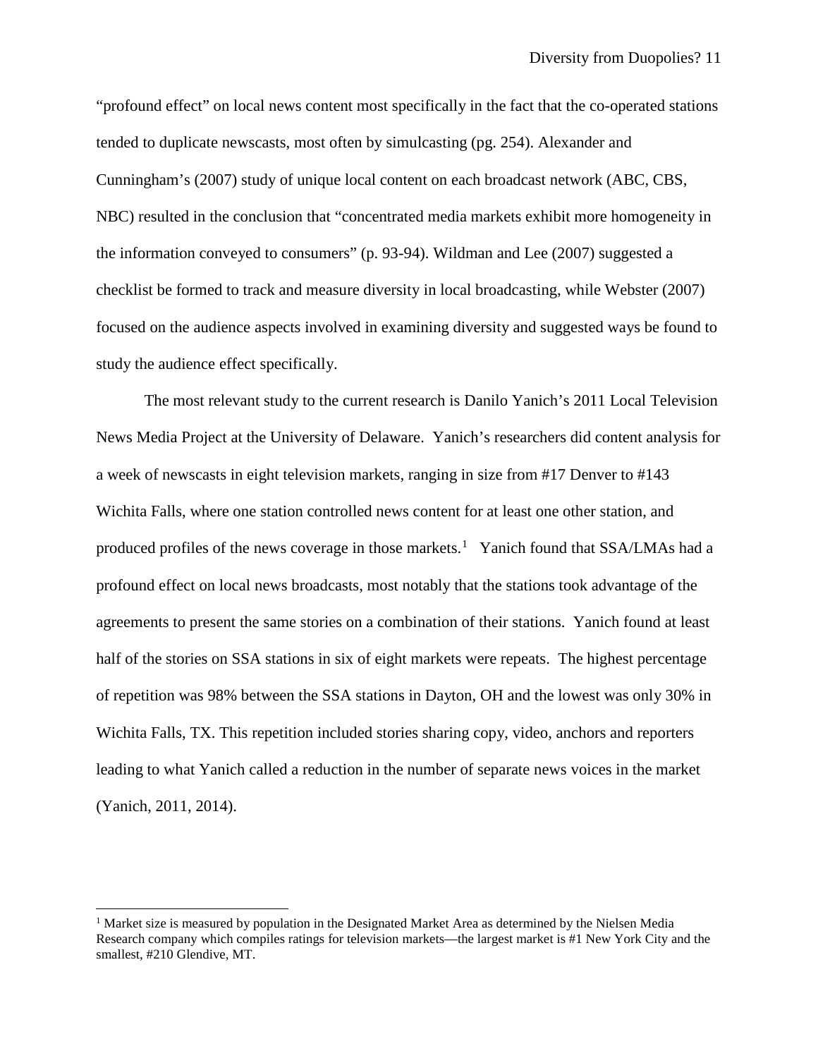"profound effect" on local news content most specifically in the fact that the co-operated stations tended to duplicate newscasts, most often by simulcasting (pg. 254). Alexander and Cunningham's (2007) study of unique local content on each broadcast network (ABC, CBS, NBC) resulted in the conclusion that "concentrated media markets exhibit more homogeneity in the information conveyed to consumers" (p. 93-94). Wildman and Lee (2007) suggested a checklist be formed to track and measure diversity in local broadcasting, while Webster (2007) focused on the audience aspects involved in examining diversity and suggested ways be found to study the audience effect specifically.

The most relevant study to the current research is Danilo Yanich's 2011 Local Television News Media Project at the University of Delaware. Yanich's researchers did content analysis for a week of newscasts in eight television markets, ranging in size from #17 Denver to #143 Wichita Falls, where one station controlled news content for at least one other station, and produced profiles of the news coverage in those markets.[1] Yanich found that SSA/LMAs had a profound effect on local news broadcasts, most notably that the stations took advantage of the agreements to present the same stories on a combination of their stations. Yanich found at least half of the stories on SSA stations in six of eight markets were repeats. The highest percentage of repetition was 98% between the SSA stations in Dayton, OH and the lowest was only 30% in Wichita Falls, TX. This repetition included stories sharing copy, video, anchors and reporters leading to what Yanich called a reduction in the number of separate news voices in the market (Yanich, 2011, 2014).

---

[1] Market size is measured by population in the Designated Market Area as determined by the Nielsen Media Research company which compiles ratings for television markets—the largest market is #1 New York City and the smallest, #210 Glendive, MT.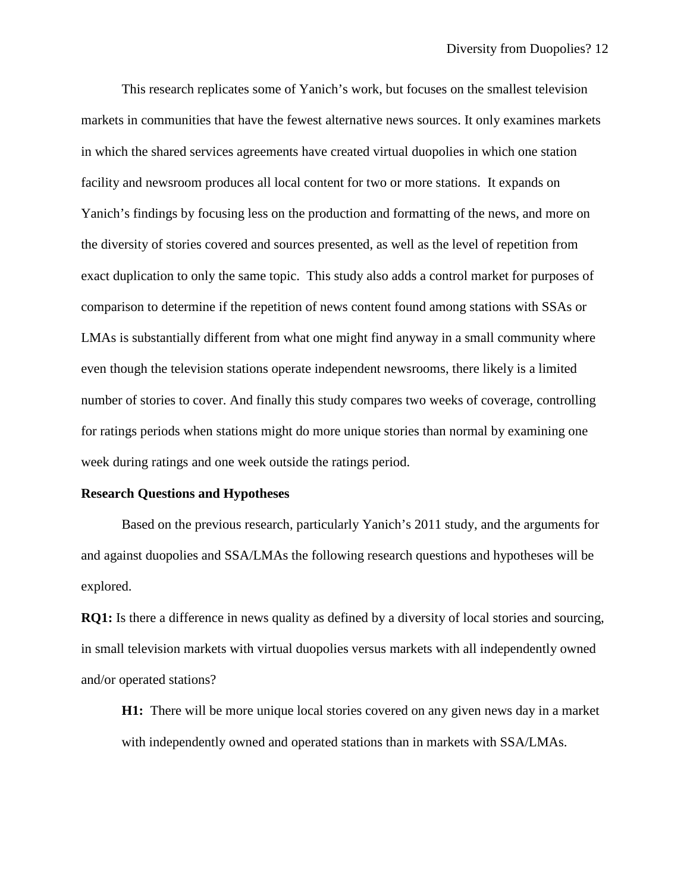This research replicates some of Yanich's work, but focuses on the smallest television markets in communities that have the fewest alternative news sources. It only examines markets in which the shared services agreements have created virtual duopolies in which one station facility and newsroom produces all local content for two or more stations. It expands on Yanich's findings by focusing less on the production and formatting of the news, and more on the diversity of stories covered and sources presented, as well as the level of repetition from exact duplication to only the same topic. This study also adds a control market for purposes of comparison to determine if the repetition of news content found among stations with SSAs or LMAs is substantially different from what one might find anyway in a small community where even though the television stations operate independent newsrooms, there likely is a limited number of stories to cover. And finally this study compares two weeks of coverage, controlling for ratings periods when stations might do more unique stories than normal by examining one week during ratings and one week outside the ratings period.

**Research Questions and Hypotheses**

Based on the previous research, particularly Yanich's 2011 study, and the arguments for and against duopolies and SSA/LMAs the following research questions and hypotheses will be explored.

**RQ1:** Is there a difference in news quality as defined by a diversity of local stories and sourcing, in small television markets with virtual duopolies versus markets with all independently owned and/or operated stations?

**H1:** There will be more unique local stories covered on any given news day in a market with independently owned and operated stations than in markets with SSA/LMAs.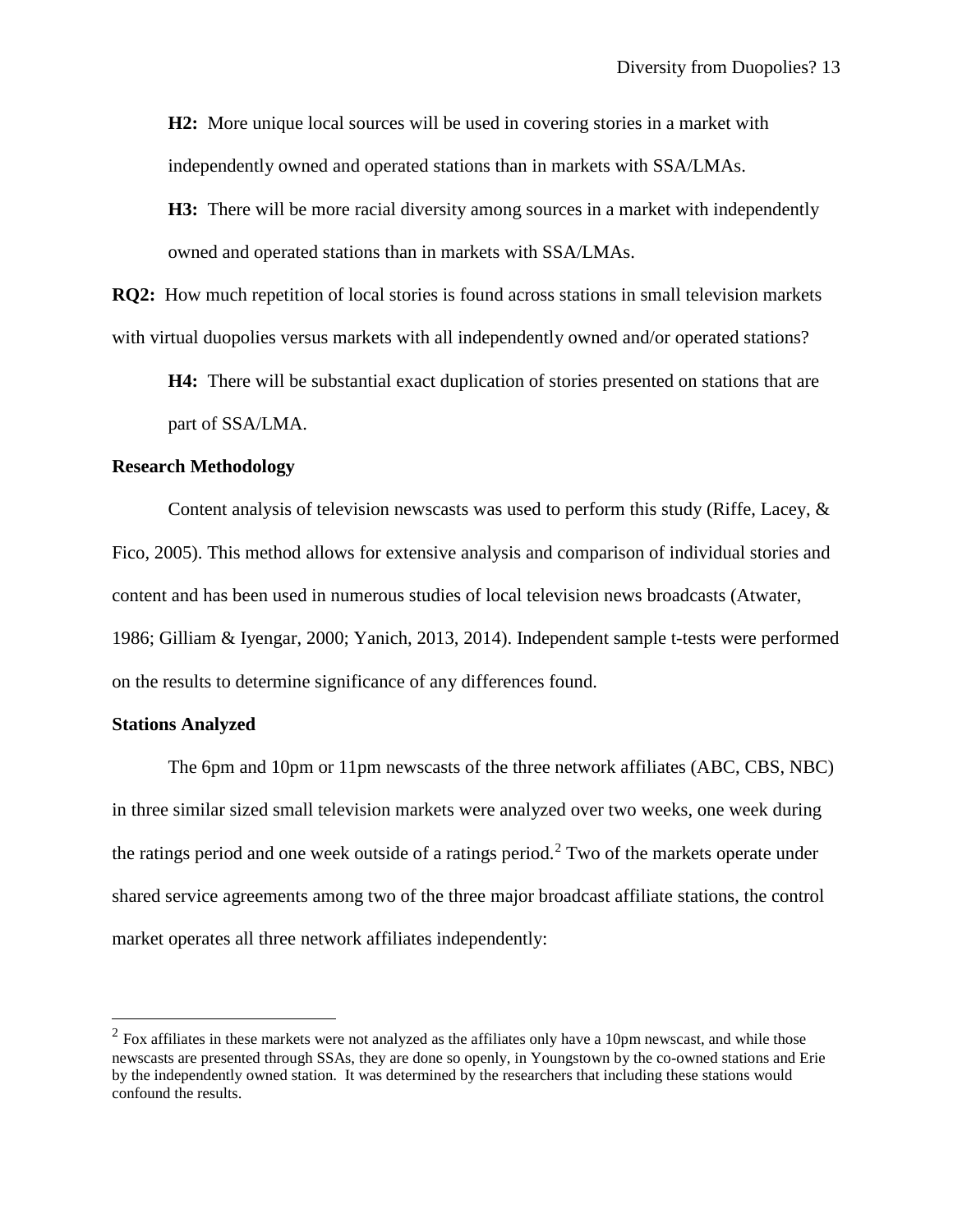**H2:** More unique local sources will be used in covering stories in a market with independently owned and operated stations than in markets with SSA/LMAs.

**H3:** There will be more racial diversity among sources in a market with independently owned and operated stations than in markets with SSA/LMAs.

**RQ2:** How much repetition of local stories is found across stations in small television markets with virtual duopolies versus markets with all independently owned and/or operated stations?

**H4:** There will be substantial exact duplication of stories presented on stations that are part of SSA/LMA.

**Research Methodology**

Content analysis of television newscasts was used to perform this study (Riffe, Lacey, & Fico, 2005). This method allows for extensive analysis and comparison of individual stories and content and has been used in numerous studies of local television news broadcasts (Atwater, 1986; Gilliam & Iyengar, 2000; Yanich, 2013, 2014). Independent sample t-tests were performed on the results to determine significance of any differences found.

**Stations Analyzed**

The 6pm and 10pm or 11pm newscasts of the three network affiliates (ABC, CBS, NBC) in three similar sized small television markets were analyzed over two weeks, one week during the ratings period and one week outside of a ratings period.[2] Two of the markets operate under shared service agreements among two of the three major broadcast affiliate stations, the control market operates all three network affiliates independently:

[2] Fox affiliates in these markets were not analyzed as the affiliates only have a 10pm newscast, and while those newscasts are presented through SSAs, they are done so openly, in Youngstown by the co-owned stations and Erie by the independently owned station. It was determined by the researchers that including these stations would confound the results.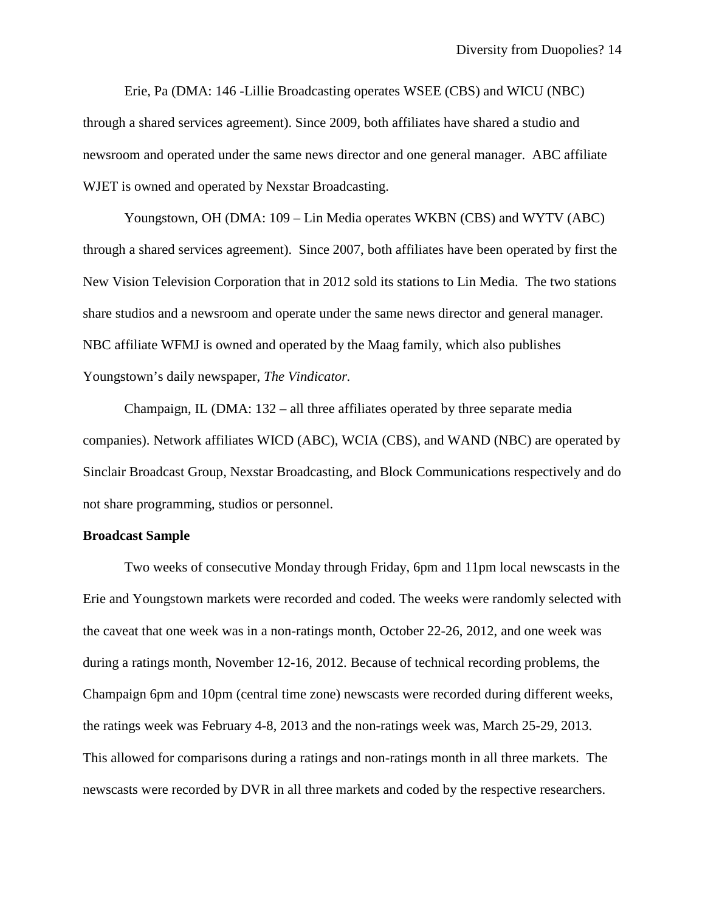Erie, Pa (DMA: 146 -Lillie Broadcasting operates WSEE (CBS) and WICU (NBC) through a shared services agreement). Since 2009, both affiliates have shared a studio and newsroom and operated under the same news director and one general manager. ABC affiliate WJET is owned and operated by Nexstar Broadcasting.

Youngstown, OH (DMA: 109 – Lin Media operates WKBN (CBS) and WYTV (ABC) through a shared services agreement). Since 2007, both affiliates have been operated by first the New Vision Television Corporation that in 2012 sold its stations to Lin Media. The two stations share studios and a newsroom and operate under the same news director and general manager. NBC affiliate WFMJ is owned and operated by the Maag family, which also publishes Youngstown's daily newspaper, *The Vindicator*.

Champaign, IL (DMA: 132 – all three affiliates operated by three separate media companies). Network affiliates WICD (ABC), WCIA (CBS), and WAND (NBC) are operated by Sinclair Broadcast Group, Nexstar Broadcasting, and Block Communications respectively and do not share programming, studios or personnel.

**Broadcast Sample**

Two weeks of consecutive Monday through Friday, 6pm and 11pm local newscasts in the Erie and Youngstown markets were recorded and coded. The weeks were randomly selected with the caveat that one week was in a non-ratings month, October 22-26, 2012, and one week was during a ratings month, November 12-16, 2012. Because of technical recording problems, the Champaign 6pm and 10pm (central time zone) newscasts were recorded during different weeks, the ratings week was February 4-8, 2013 and the non-ratings week was, March 25-29, 2013. This allowed for comparisons during a ratings and non-ratings month in all three markets. The newscasts were recorded by DVR in all three markets and coded by the respective researchers.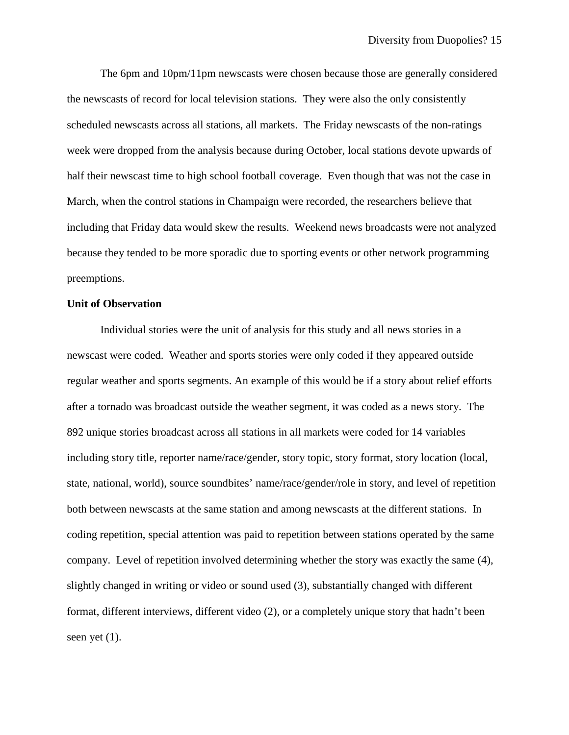The 6pm and 10pm/11pm newscasts were chosen because those are generally considered the newscasts of record for local television stations. They were also the only consistently scheduled newscasts across all stations, all markets. The Friday newscasts of the non-ratings week were dropped from the analysis because during October, local stations devote upwards of half their newscast time to high school football coverage. Even though that was not the case in March, when the control stations in Champaign were recorded, the researchers believe that including that Friday data would skew the results. Weekend news broadcasts were not analyzed because they tended to be more sporadic due to sporting events or other network programming preemptions.

**Unit of Observation**

Individual stories were the unit of analysis for this study and all news stories in a newscast were coded. Weather and sports stories were only coded if they appeared outside regular weather and sports segments. An example of this would be if a story about relief efforts after a tornado was broadcast outside the weather segment, it was coded as a news story. The 892 unique stories broadcast across all stations in all markets were coded for 14 variables including story title, reporter name/race/gender, story topic, story format, story location (local, state, national, world), source soundbites' name/race/gender/role in story, and level of repetition both between newscasts at the same station and among newscasts at the different stations. In coding repetition, special attention was paid to repetition between stations operated by the same company. Level of repetition involved determining whether the story was exactly the same (4), slightly changed in writing or video or sound used (3), substantially changed with different format, different interviews, different video (2), or a completely unique story that hadn't been seen yet (1).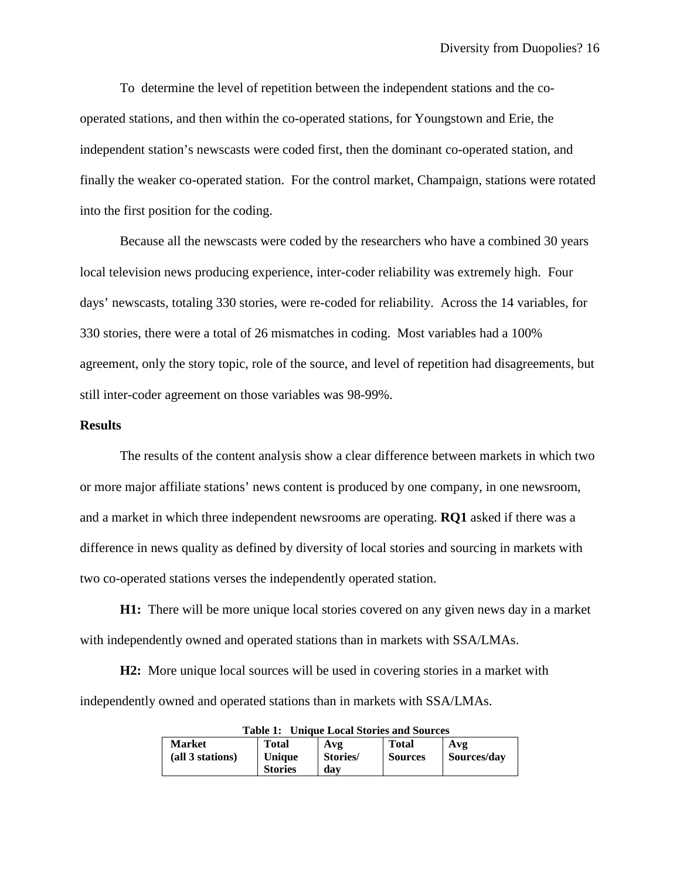To determine the level of repetition between the independent stations and the co-operated stations, and then within the co-operated stations, for Youngstown and Erie, the independent station's newscasts were coded first, then the dominant co-operated station, and finally the weaker co-operated station. For the control market, Champaign, stations were rotated into the first position for the coding.

Because all the newscasts were coded by the researchers who have a combined 30 years local television news producing experience, inter-coder reliability was extremely high. Four days' newscasts, totaling 330 stories, were re-coded for reliability. Across the 14 variables, for 330 stories, there were a total of 26 mismatches in coding. Most variables had a 100% agreement, only the story topic, role of the source, and level of repetition had disagreements, but still inter-coder agreement on those variables was 98-99%.

**Results**

The results of the content analysis show a clear difference between markets in which two or more major affiliate stations' news content is produced by one company, in one newsroom, and a market in which three independent newsrooms are operating. **RQ1** asked if there was a difference in news quality as defined by diversity of local stories and sourcing in markets with two co-operated stations verses the independently operated station.

**H1:** There will be more unique local stories covered on any given news day in a market with independently owned and operated stations than in markets with SSA/LMAs.

**H2:** More unique local sources will be used in covering stories in a market with independently owned and operated stations than in markets with SSA/LMAs.

**Table 1: Unique Local Stories and Sources**

| Market (all 3 stations) | Total Unique Stories | Avg Stories/ day | Total Sources | Avg Sources/day |
|---|---|---|---|---|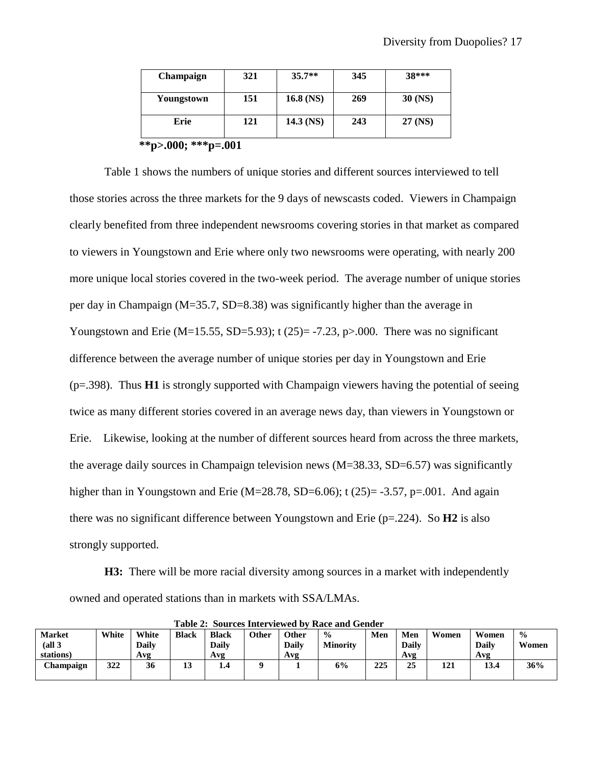| Champaign | 321 | 35.7** | 345 | 38*** |
|---|---|---|---|---|
| Youngstown | 151 | 16.8 (NS) | 269 | 30 (NS) |
| Erie | 121 | 14.3 (NS) | 243 | 27 (NS) |

****p>.000; ***p=.001**

Table 1 shows the numbers of unique stories and different sources interviewed to tell those stories across the three markets for the 9 days of newscasts coded. Viewers in Champaign clearly benefited from three independent newsrooms covering stories in that market as compared to viewers in Youngstown and Erie where only two newsrooms were operating, with nearly 200 more unique local stories covered in the two-week period. The average number of unique stories per day in Champaign (M=35.7, SD=8.38) was significantly higher than the average in Youngstown and Erie (M=15.55, SD=5.93); t (25)= -7.23, p>.000. There was no significant difference between the average number of unique stories per day in Youngstown and Erie (p=.398). Thus **H1** is strongly supported with Champaign viewers having the potential of seeing twice as many different stories covered in an average news day, than viewers in Youngstown or Erie. Likewise, looking at the number of different sources heard from across the three markets, the average daily sources in Champaign television news (M=38.33, SD=6.57) was significantly higher than in Youngstown and Erie (M=28.78, SD=6.06); t (25)= -3.57, p=.001. And again there was no significant difference between Youngstown and Erie (p=.224). So **H2** is also strongly supported.

**H3:** There will be more racial diversity among sources in a market with independently owned and operated stations than in markets with SSA/LMAs.

**Table 2: Sources Interviewed by Race and Gender**

| Market (all 3 stations) | White | White Daily Avg | Black | Black Daily Avg | Other | Other Daily Avg | % Minority | Men | Men Daily Avg | Women | Women Daily Avg | % Women |
|---|---|---|---|---|---|---|---|---|---|---|---|---|
| Champaign | 322 | 36 | 13 | 1.4 | 9 | 1 | 6% | 225 | 25 | 121 | 13.4 | 36% |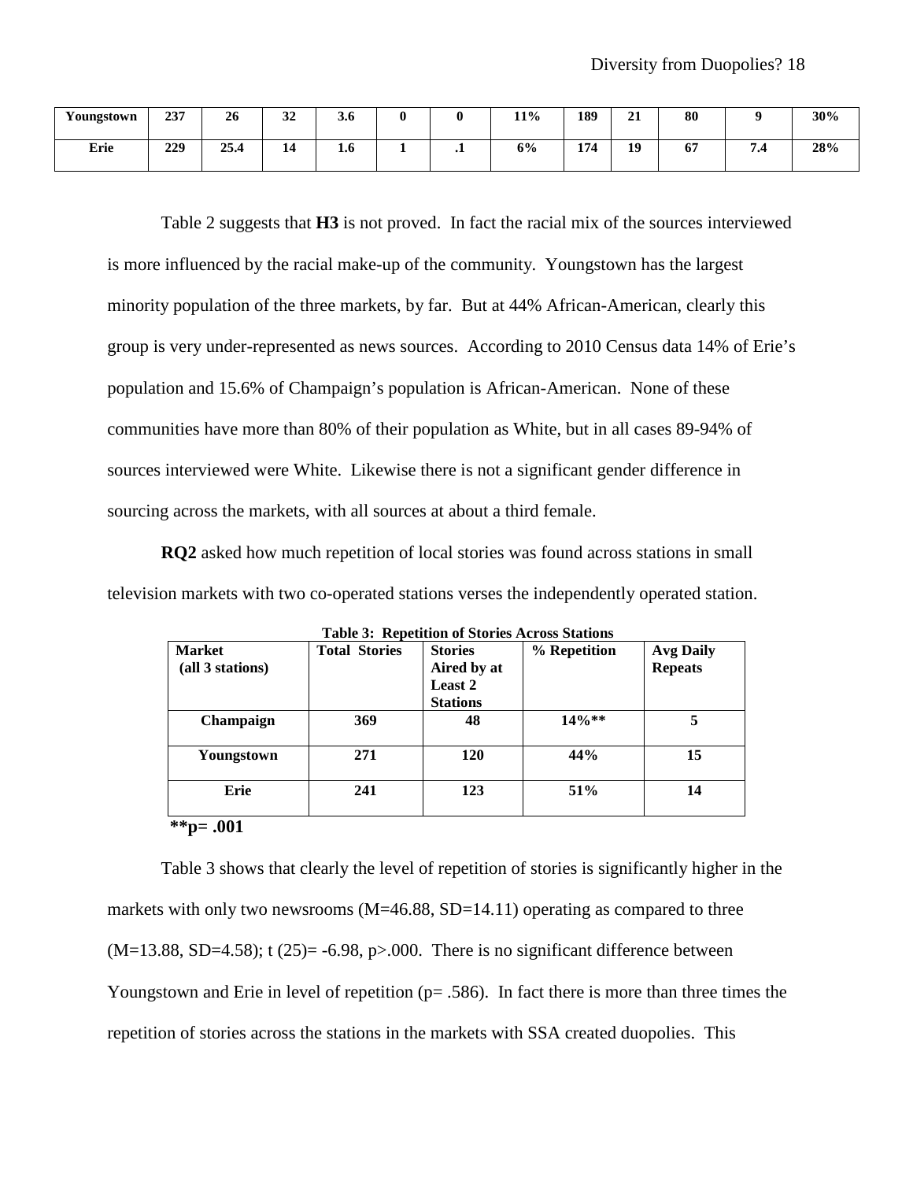| Youngstown | 237 | 26 | 32 | 3.6 | 0 | 0 | 11% | 189 | 21 | 80 | 9 | 30% |
|---|---|---|---|---|---|---|---|---|---|---|---|---|
| Erie | 229 | 25.4 | 14 | 1.6 | 1 | .1 | 6% | 174 | 19 | 67 | 7.4 | 28% |

Table 2 suggests that **H3** is not proved. In fact the racial mix of the sources interviewed is more influenced by the racial make-up of the community. Youngstown has the largest minority population of the three markets, by far. But at 44% African-American, clearly this group is very under-represented as news sources. According to 2010 Census data 14% of Erie's population and 15.6% of Champaign's population is African-American. None of these communities have more than 80% of their population as White, but in all cases 89-94% of sources interviewed were White. Likewise there is not a significant gender difference in sourcing across the markets, with all sources at about a third female.

**RQ2** asked how much repetition of local stories was found across stations in small television markets with two co-operated stations verses the independently operated station.

**Table 3: Repetition of Stories Across Stations**

| Market (all 3 stations) | Total Stories | Stories Aired by at Least 2 Stations | % Repetition | Avg Daily Repeats |
|---|---|---|---|---|
| Champaign | 369 | 48 | 14%** | 5 |
| Youngstown | 271 | 120 | 44% | 15 |
| Erie | 241 | 123 | 51% | 14 |

**\*\*p= .001**

Table 3 shows that clearly the level of repetition of stories is significantly higher in the markets with only two newsrooms (M=46.88, SD=14.11) operating as compared to three (M=13.88, SD=4.58); t (25)= -6.98, p>.000. There is no significant difference between Youngstown and Erie in level of repetition (p= .586). In fact there is more than three times the repetition of stories across the stations in the markets with SSA created duopolies. This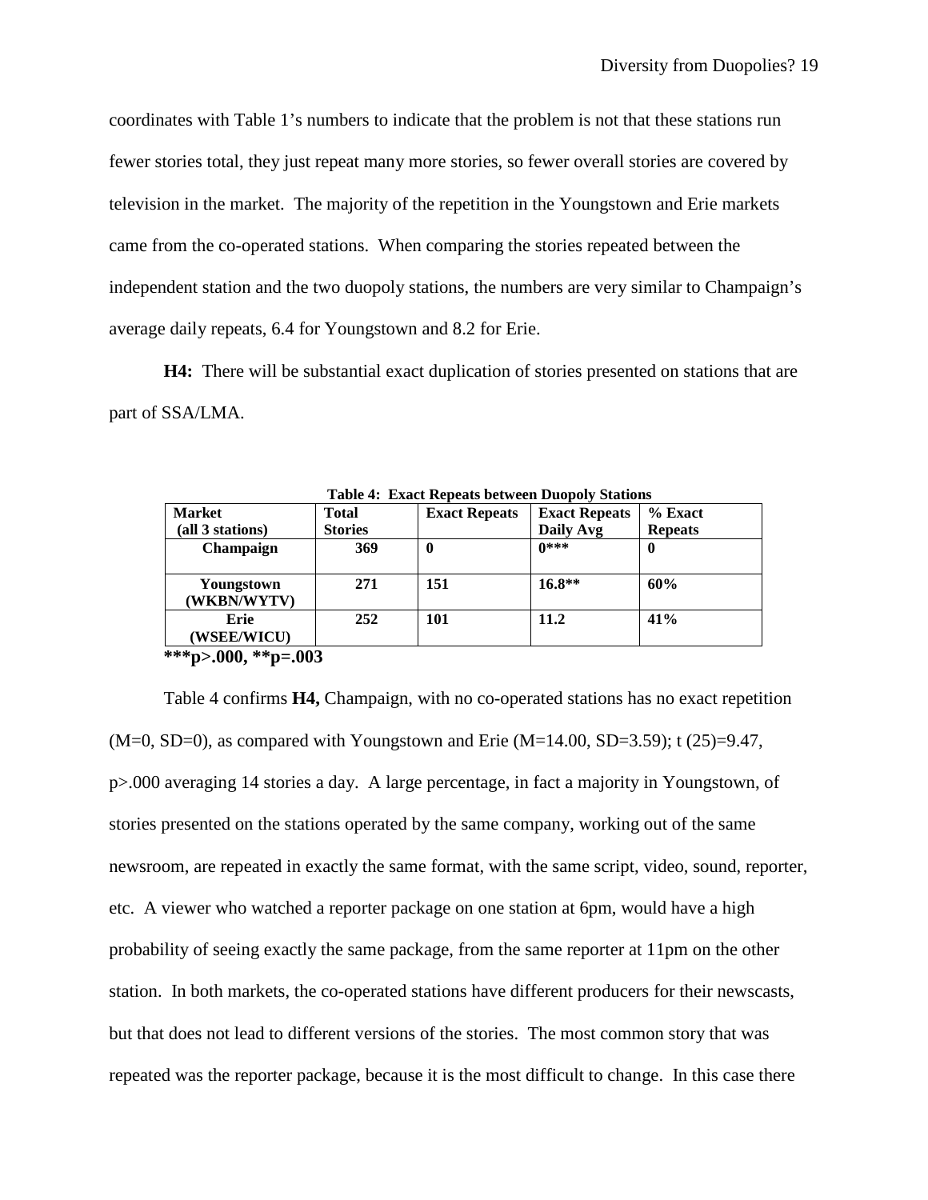coordinates with Table 1's numbers to indicate that the problem is not that these stations run fewer stories total, they just repeat many more stories, so fewer overall stories are covered by television in the market. The majority of the repetition in the Youngstown and Erie markets came from the co-operated stations. When comparing the stories repeated between the independent station and the two duopoly stations, the numbers are very similar to Champaign's average daily repeats, 6.4 for Youngstown and 8.2 for Erie.

**H4:** There will be substantial exact duplication of stories presented on stations that are part of SSA/LMA.

**Table 4: Exact Repeats between Duopoly Stations**

| Market (all 3 stations) | Total Stories | Exact Repeats | Exact Repeats Daily Avg | % Exact Repeats |
|---|---|---|---|---|
| **Champaign** | **369** | **0** | **0*** ** | **0** |
| **Youngstown (WKBN/WYTV)** | **271** | **151** | **16.8** ** | **60%** |
| **Erie (WSEE/WICU)** | **252** | **101** | **11.2** | **41%** |

**$***p>.000$, $**p=.003$**

Table 4 confirms **H4,** Champaign, with no co-operated stations has no exact repetition ($M=0$, $SD=0$), as compared with Youngstown and Erie ($M=14.00$, $SD=3.59$); $t\ (25)=9.47$, $p>.000$ averaging 14 stories a day. A large percentage, in fact a majority in Youngstown, of stories presented on the stations operated by the same company, working out of the same newsroom, are repeated in exactly the same format, with the same script, video, sound, reporter, etc. A viewer who watched a reporter package on one station at 6pm, would have a high probability of seeing exactly the same package, from the same reporter at 11pm on the other station. In both markets, the co-operated stations have different producers for their newscasts, but that does not lead to different versions of the stories. The most common story that was repeated was the reporter package, because it is the most difficult to change. In this case there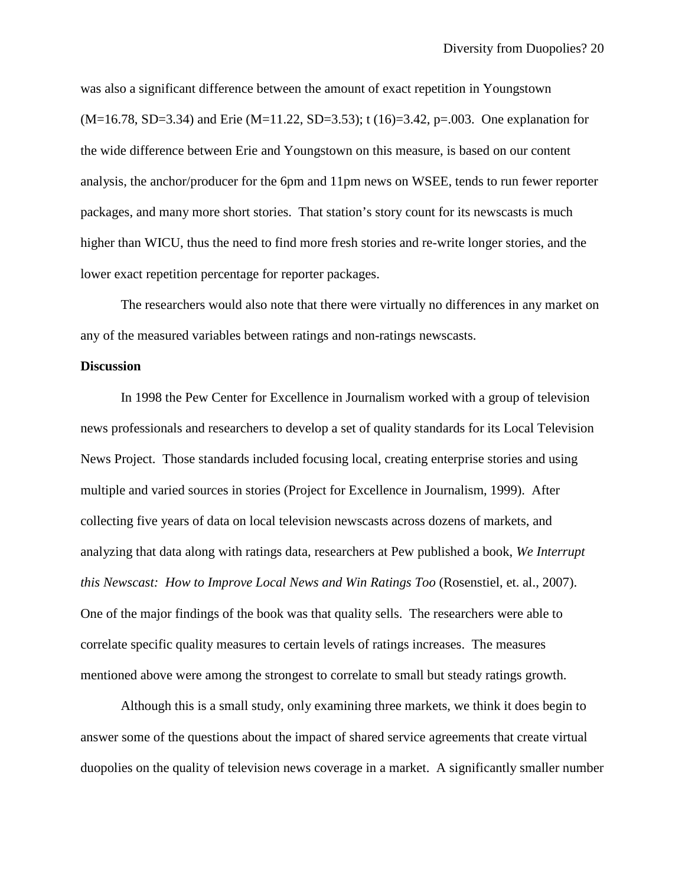was also a significant difference between the amount of exact repetition in Youngstown ($M=16.78$, $SD=3.34$) and Erie ($M=11.22$, $SD=3.53$); $t(16)=3.42$, $p=.003$. One explanation for the wide difference between Erie and Youngstown on this measure, is based on our content analysis, the anchor/producer for the 6pm and 11pm news on WSEE, tends to run fewer reporter packages, and many more short stories. That station's story count for its newscasts is much higher than WICU, thus the need to find more fresh stories and re-write longer stories, and the lower exact repetition percentage for reporter packages.

The researchers would also note that there were virtually no differences in any market on any of the measured variables between ratings and non-ratings newscasts.

**Discussion**

In 1998 the Pew Center for Excellence in Journalism worked with a group of television news professionals and researchers to develop a set of quality standards for its Local Television News Project. Those standards included focusing local, creating enterprise stories and using multiple and varied sources in stories (Project for Excellence in Journalism, 1999). After collecting five years of data on local television newscasts across dozens of markets, and analyzing that data along with ratings data, researchers at Pew published a book, *We Interrupt this Newscast: How to Improve Local News and Win Ratings Too* (Rosenstiel, et. al., 2007). One of the major findings of the book was that quality sells. The researchers were able to correlate specific quality measures to certain levels of ratings increases. The measures mentioned above were among the strongest to correlate to small but steady ratings growth.

Although this is a small study, only examining three markets, we think it does begin to answer some of the questions about the impact of shared service agreements that create virtual duopolies on the quality of television news coverage in a market. A significantly smaller number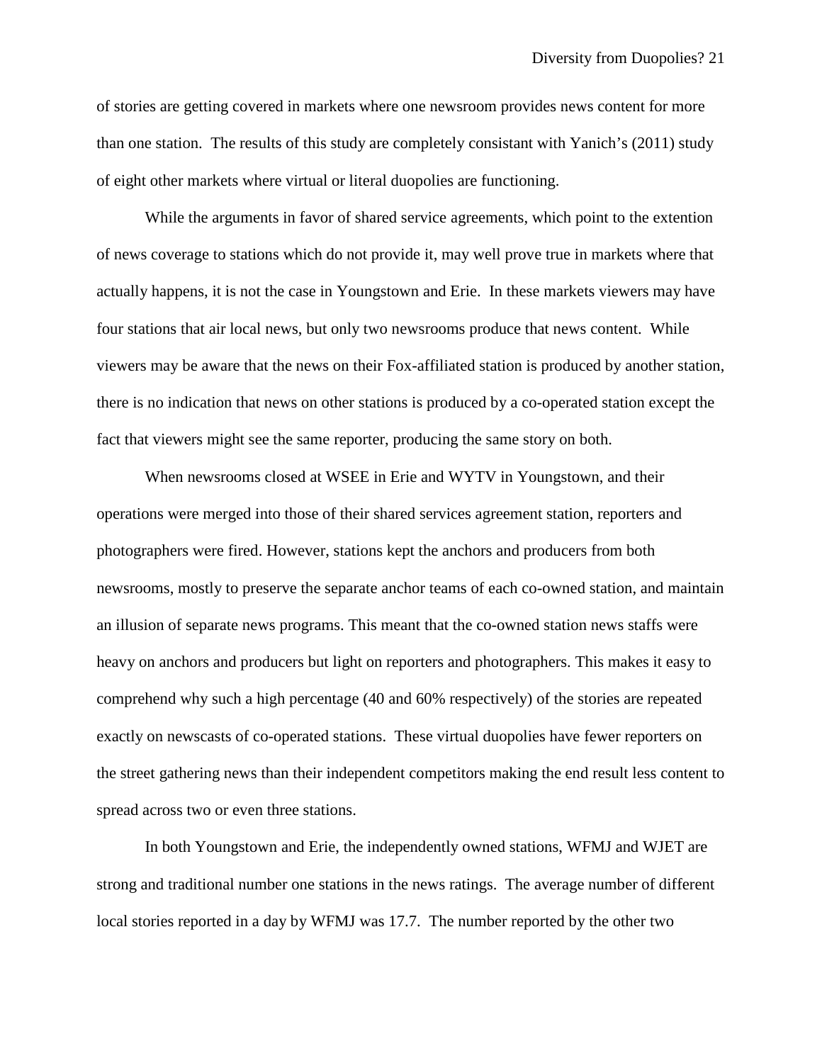of stories are getting covered in markets where one newsroom provides news content for more than one station. The results of this study are completely consistant with Yanich's (2011) study of eight other markets where virtual or literal duopolies are functioning.

While the arguments in favor of shared service agreements, which point to the extention of news coverage to stations which do not provide it, may well prove true in markets where that actually happens, it is not the case in Youngstown and Erie. In these markets viewers may have four stations that air local news, but only two newsrooms produce that news content. While viewers may be aware that the news on their Fox-affiliated station is produced by another station, there is no indication that news on other stations is produced by a co-operated station except the fact that viewers might see the same reporter, producing the same story on both.

When newsrooms closed at WSEE in Erie and WYTV in Youngstown, and their operations were merged into those of their shared services agreement station, reporters and photographers were fired. However, stations kept the anchors and producers from both newsrooms, mostly to preserve the separate anchor teams of each co-owned station, and maintain an illusion of separate news programs. This meant that the co-owned station news staffs were heavy on anchors and producers but light on reporters and photographers. This makes it easy to comprehend why such a high percentage (40 and 60% respectively) of the stories are repeated exactly on newscasts of co-operated stations. These virtual duopolies have fewer reporters on the street gathering news than their independent competitors making the end result less content to spread across two or even three stations.

In both Youngstown and Erie, the independently owned stations, WFMJ and WJET are strong and traditional number one stations in the news ratings. The average number of different local stories reported in a day by WFMJ was 17.7. The number reported by the other two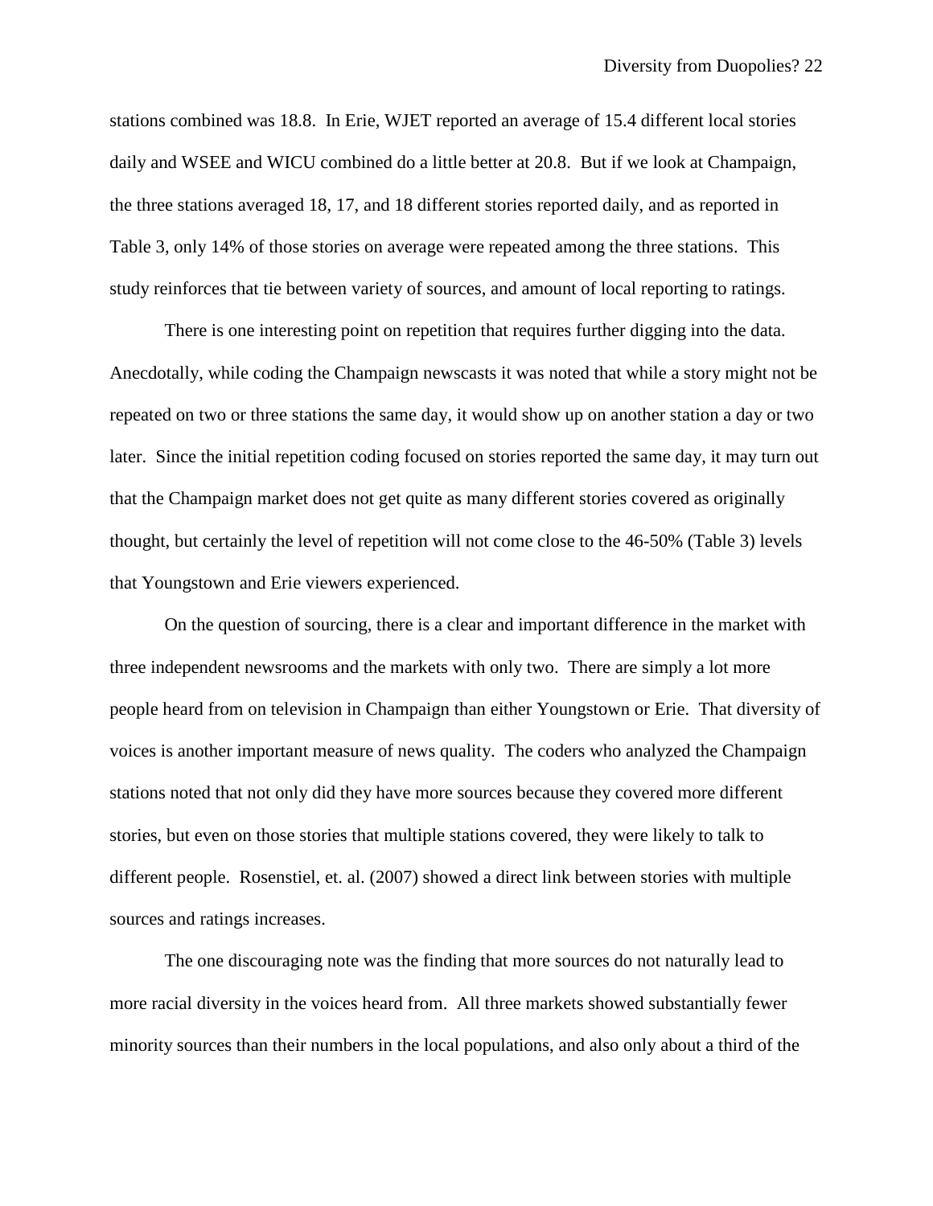stations combined was 18.8. In Erie, WJET reported an average of 15.4 different local stories daily and WSEE and WICU combined do a little better at 20.8. But if we look at Champaign, the three stations averaged 18, 17, and 18 different stories reported daily, and as reported in Table 3, only 14% of those stories on average were repeated among the three stations. This study reinforces that tie between variety of sources, and amount of local reporting to ratings.

There is one interesting point on repetition that requires further digging into the data. Anecdotally, while coding the Champaign newscasts it was noted that while a story might not be repeated on two or three stations the same day, it would show up on another station a day or two later. Since the initial repetition coding focused on stories reported the same day, it may turn out that the Champaign market does not get quite as many different stories covered as originally thought, but certainly the level of repetition will not come close to the 46-50% (Table 3) levels that Youngstown and Erie viewers experienced.

On the question of sourcing, there is a clear and important difference in the market with three independent newsrooms and the markets with only two. There are simply a lot more people heard from on television in Champaign than either Youngstown or Erie. That diversity of voices is another important measure of news quality. The coders who analyzed the Champaign stations noted that not only did they have more sources because they covered more different stories, but even on those stories that multiple stations covered, they were likely to talk to different people. Rosenstiel, et. al. (2007) showed a direct link between stories with multiple sources and ratings increases.

The one discouraging note was the finding that more sources do not naturally lead to more racial diversity in the voices heard from. All three markets showed substantially fewer minority sources than their numbers in the local populations, and also only about a third of the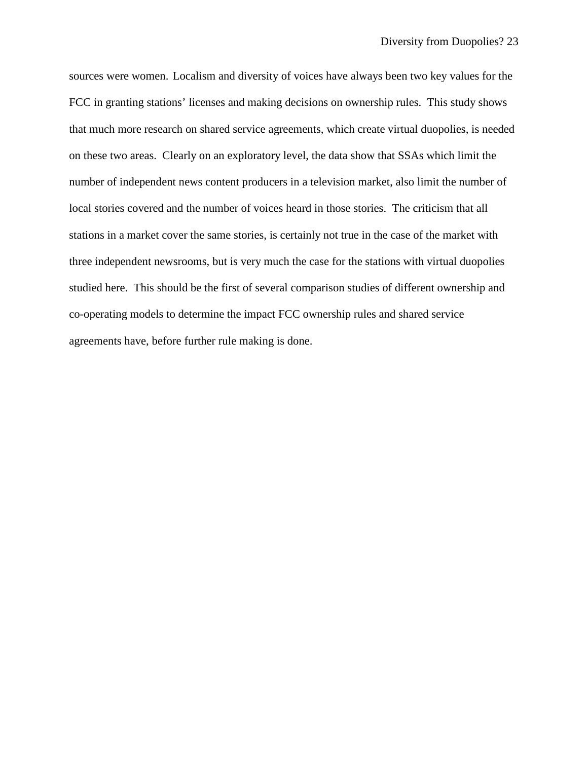sources were women. Localism and diversity of voices have always been two key values for the FCC in granting stations' licenses and making decisions on ownership rules. This study shows that much more research on shared service agreements, which create virtual duopolies, is needed on these two areas. Clearly on an exploratory level, the data show that SSAs which limit the number of independent news content producers in a television market, also limit the number of local stories covered and the number of voices heard in those stories. The criticism that all stations in a market cover the same stories, is certainly not true in the case of the market with three independent newsrooms, but is very much the case for the stations with virtual duopolies studied here. This should be the first of several comparison studies of different ownership and co-operating models to determine the impact FCC ownership rules and shared service agreements have, before further rule making is done.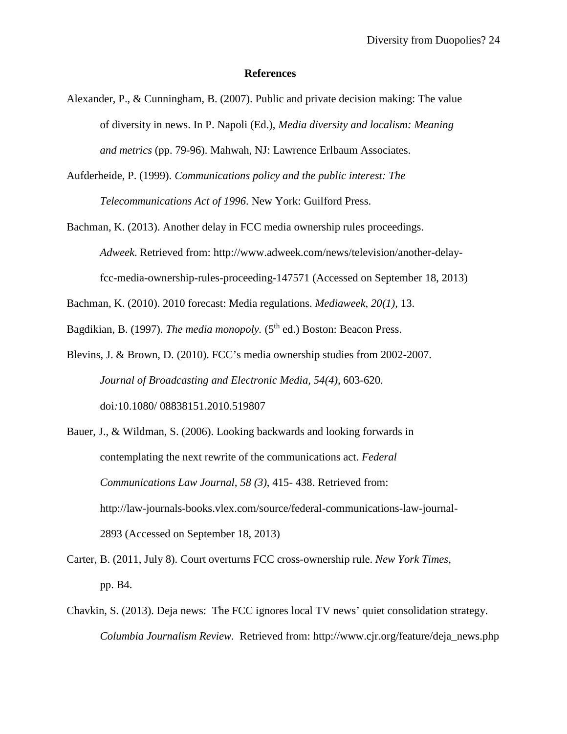**References**

Alexander, P., & Cunningham, B. (2007). Public and private decision making: The value of diversity in news. In P. Napoli (Ed.), *Media diversity and localism: Meaning and metrics* (pp. 79-96). Mahwah, NJ: Lawrence Erlbaum Associates.

Aufderheide, P. (1999). *Communications policy and the public interest: The Telecommunications Act of 1996*. New York: Guilford Press.

Bachman, K. (2013). Another delay in FCC media ownership rules proceedings. *Adweek*. Retrieved from: http://www.adweek.com/news/television/another-delay-fcc-media-ownership-rules-proceeding-147571 (Accessed on September 18, 2013)

Bachman, K. (2010). 2010 forecast: Media regulations. *Mediaweek*, *20(1)*, 13.

Bagdikian, B. (1997). *The media monopoly.* (5th ed.) Boston: Beacon Press.

Blevins, J. & Brown, D. (2010). FCC's media ownership studies from 2002-2007. *Journal of Broadcasting and Electronic Media, 54(4),* 603-620. doi*:*10.1080/ 08838151.2010.519807

Bauer, J., & Wildman, S. (2006). Looking backwards and looking forwards in contemplating the next rewrite of the communications act. *Federal Communications Law Journal, 58 (3)*, 415- 438. Retrieved from: http://law-journals-books.vlex.com/source/federal-communications-law-journal-2893 (Accessed on September 18, 2013)

Carter, B. (2011, July 8). Court overturns FCC cross-ownership rule. *New York Times*, pp. B4.

Chavkin, S. (2013). Deja news: The FCC ignores local TV news' quiet consolidation strategy. *Columbia Journalism Review*. Retrieved from: http://www.cjr.org/feature/deja_news.php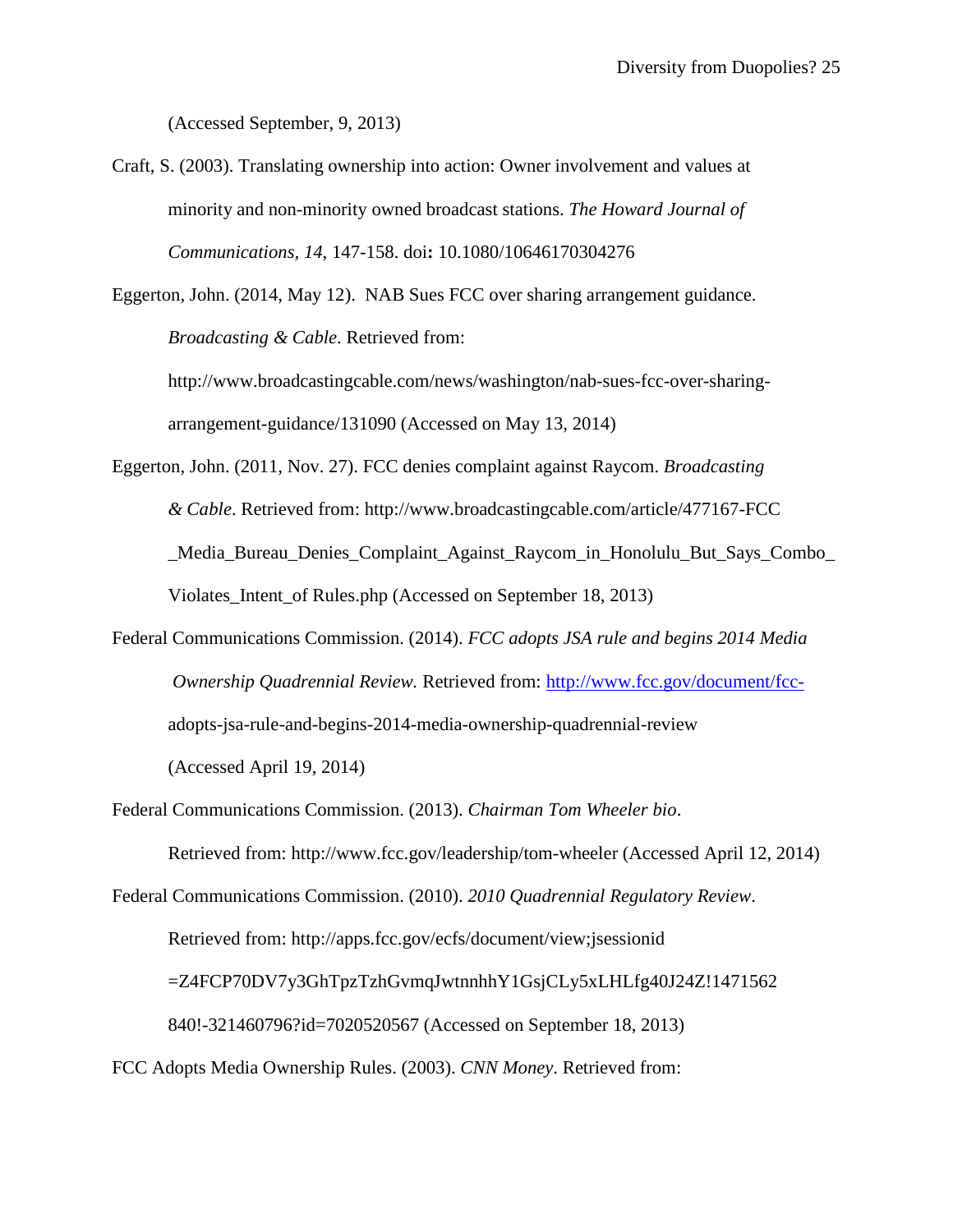(Accessed September, 9, 2013)

Craft, S. (2003). Translating ownership into action: Owner involvement and values at minority and non-minority owned broadcast stations. *The Howard Journal of Communications, 14*, 147-158. doi**:** 10.1080/10646170304276

Eggerton, John. (2014, May 12). NAB Sues FCC over sharing arrangement guidance. *Broadcasting & Cable*. Retrieved from: http://www.broadcastingcable.com/news/washington/nab-sues-fcc-over-sharing-arrangement-guidance/131090 (Accessed on May 13, 2014)

Eggerton, John. (2011, Nov. 27). FCC denies complaint against Raycom. *Broadcasting & Cable*. Retrieved from: http://www.broadcastingcable.com/article/477167-FCC_Media_Bureau_Denies_Complaint_Against_Raycom_in_Honolulu_But_Says_Combo_Violates_Intent_of Rules.php (Accessed on September 18, 2013)

Federal Communications Commission. (2014). *FCC adopts JSA rule and begins 2014 Media Ownership Quadrennial Review.* Retrieved from: http://www.fcc.gov/document/fcc-adopts-jsa-rule-and-begins-2014-media-ownership-quadrennial-review (Accessed April 19, 2014)

Federal Communications Commission. (2013). *Chairman Tom Wheeler bio*. Retrieved from: http://www.fcc.gov/leadership/tom-wheeler (Accessed April 12, 2014)

Federal Communications Commission. (2010). *2010 Quadrennial Regulatory Review*. Retrieved from: http://apps.fcc.gov/ecfs/document/view;jsessionid=Z4FCP70DV7y3GhTpzTzhGvmqJwtnnhhY1GsjCLy5xLHLfg40J24Z!1471562840!-321460796?id=7020520567 (Accessed on September 18, 2013)

FCC Adopts Media Ownership Rules. (2003). *CNN Money*. Retrieved from: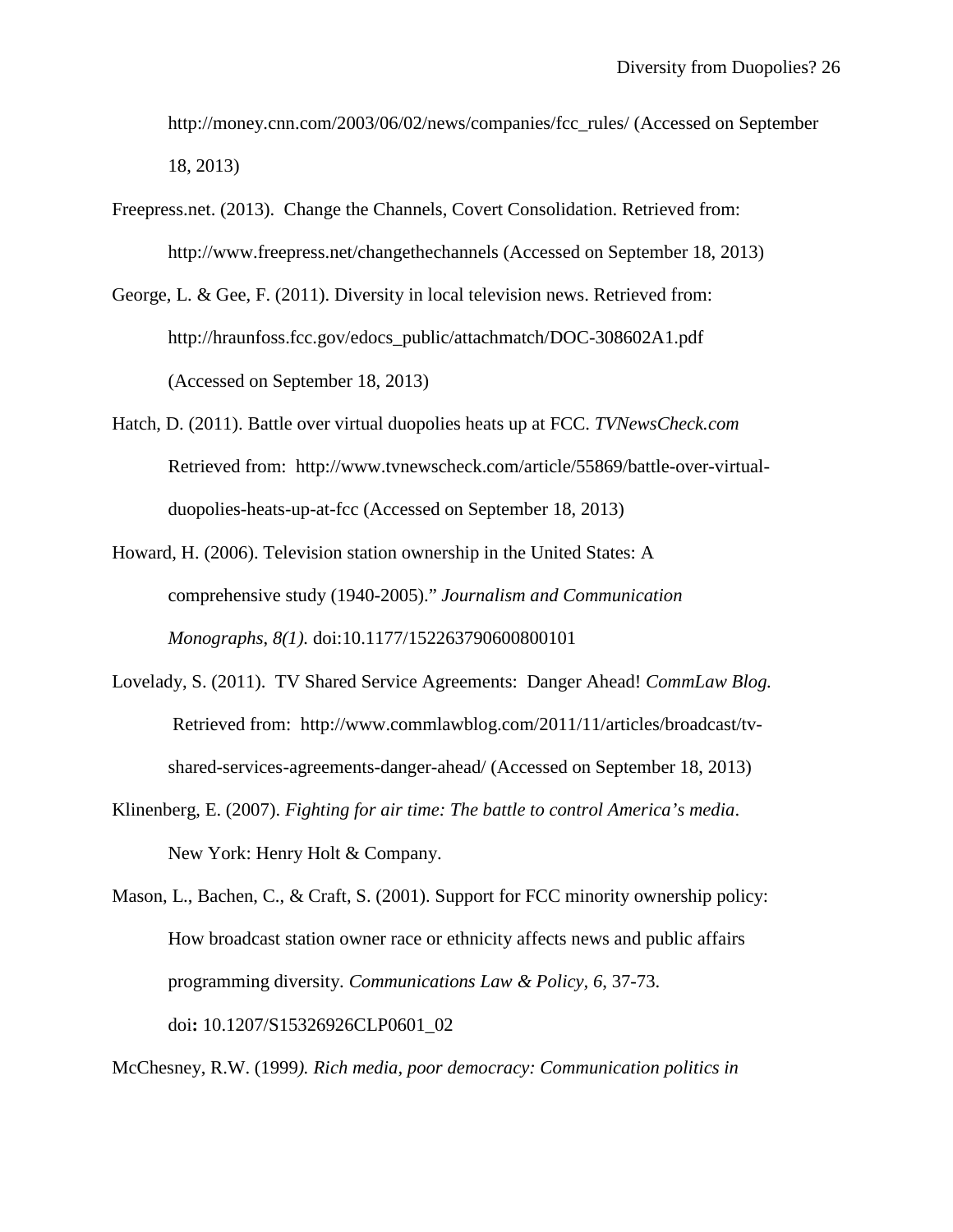http://money.cnn.com/2003/06/02/news/companies/fcc_rules/ (Accessed on September 18, 2013)

Freepress.net. (2013). Change the Channels, Covert Consolidation. Retrieved from: http://www.freepress.net/changethechannels (Accessed on September 18, 2013)

George, L. & Gee, F. (2011). Diversity in local television news. Retrieved from: http://hraunfoss.fcc.gov/edocs_public/attachmatch/DOC-308602A1.pdf (Accessed on September 18, 2013)

Hatch, D. (2011). Battle over virtual duopolies heats up at FCC. *TVNewsCheck.com* Retrieved from: http://www.tvnewscheck.com/article/55869/battle-over-virtual-duopolies-heats-up-at-fcc (Accessed on September 18, 2013)

Howard, H. (2006). Television station ownership in the United States: A comprehensive study (1940-2005)." *Journalism and Communication Monographs, 8(1).* doi:10.1177/152263790600800101

Lovelady, S. (2011). TV Shared Service Agreements: Danger Ahead! *CommLaw Blog.* Retrieved from: http://www.commlawblog.com/2011/11/articles/broadcast/tv-shared-services-agreements-danger-ahead/ (Accessed on September 18, 2013)

Klinenberg, E. (2007). *Fighting for air time: The battle to control America's media*. New York: Henry Holt & Company.

Mason, L., Bachen, C., & Craft, S. (2001). Support for FCC minority ownership policy: How broadcast station owner race or ethnicity affects news and public affairs programming diversity. *Communications Law & Policy, 6*, 37-73. doi**:** 10.1207/S15326926CLP0601_02

McChesney, R.W. (1999*). Rich media, poor democracy: Communication politics in*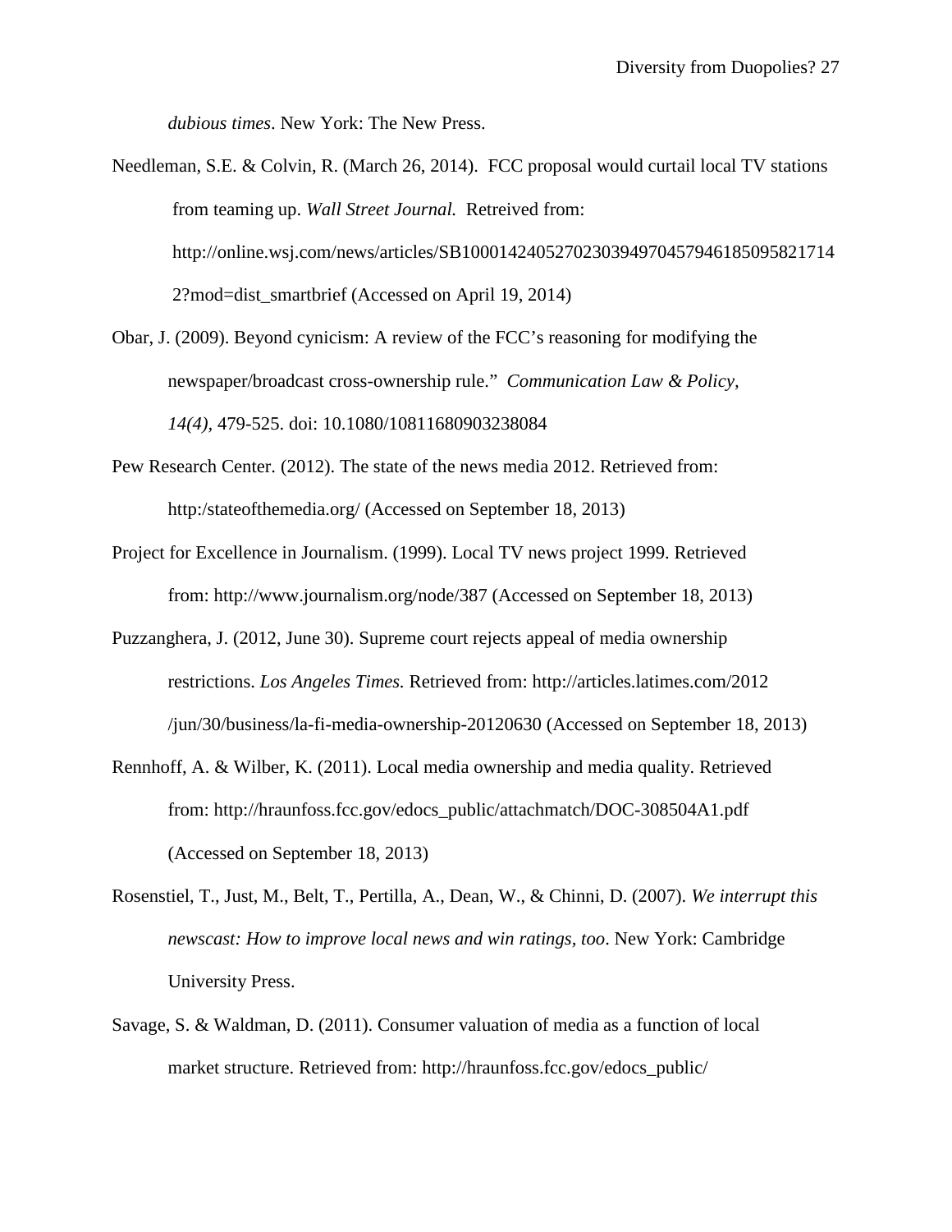*dubious times*. New York: The New Press.

Needleman, S.E. & Colvin, R. (March 26, 2014). FCC proposal would curtail local TV stations from teaming up. *Wall Street Journal.* Retreived from: http://online.wsj.com/news/articles/SB10001424052702303949704579461850958217142?mod=dist_smartbrief (Accessed on April 19, 2014)

Obar, J. (2009). Beyond cynicism: A review of the FCC's reasoning for modifying the newspaper/broadcast cross-ownership rule." *Communication Law & Policy, 14(4),* 479-525. doi: 10.1080/10811680903238084

Pew Research Center. (2012). The state of the news media 2012. Retrieved from: http:/stateofthemedia.org/ (Accessed on September 18, 2013)

Project for Excellence in Journalism. (1999). Local TV news project 1999. Retrieved from: http://www.journalism.org/node/387 (Accessed on September 18, 2013)

Puzzanghera, J. (2012, June 30). Supreme court rejects appeal of media ownership restrictions. *Los Angeles Times.* Retrieved from: http://articles.latimes.com/2012/jun/30/business/la-fi-media-ownership-20120630 (Accessed on September 18, 2013)

Rennhoff, A. & Wilber, K. (2011). Local media ownership and media quality. Retrieved from: http://hraunfoss.fcc.gov/edocs_public/attachmatch/DOC-308504A1.pdf (Accessed on September 18, 2013)

Rosenstiel, T., Just, M., Belt, T., Pertilla, A., Dean, W., & Chinni, D. (2007). *We interrupt this newscast: How to improve local news and win ratings, too*. New York: Cambridge University Press.

Savage, S. & Waldman, D. (2011). Consumer valuation of media as a function of local market structure. Retrieved from: http://hraunfoss.fcc.gov/edocs_public/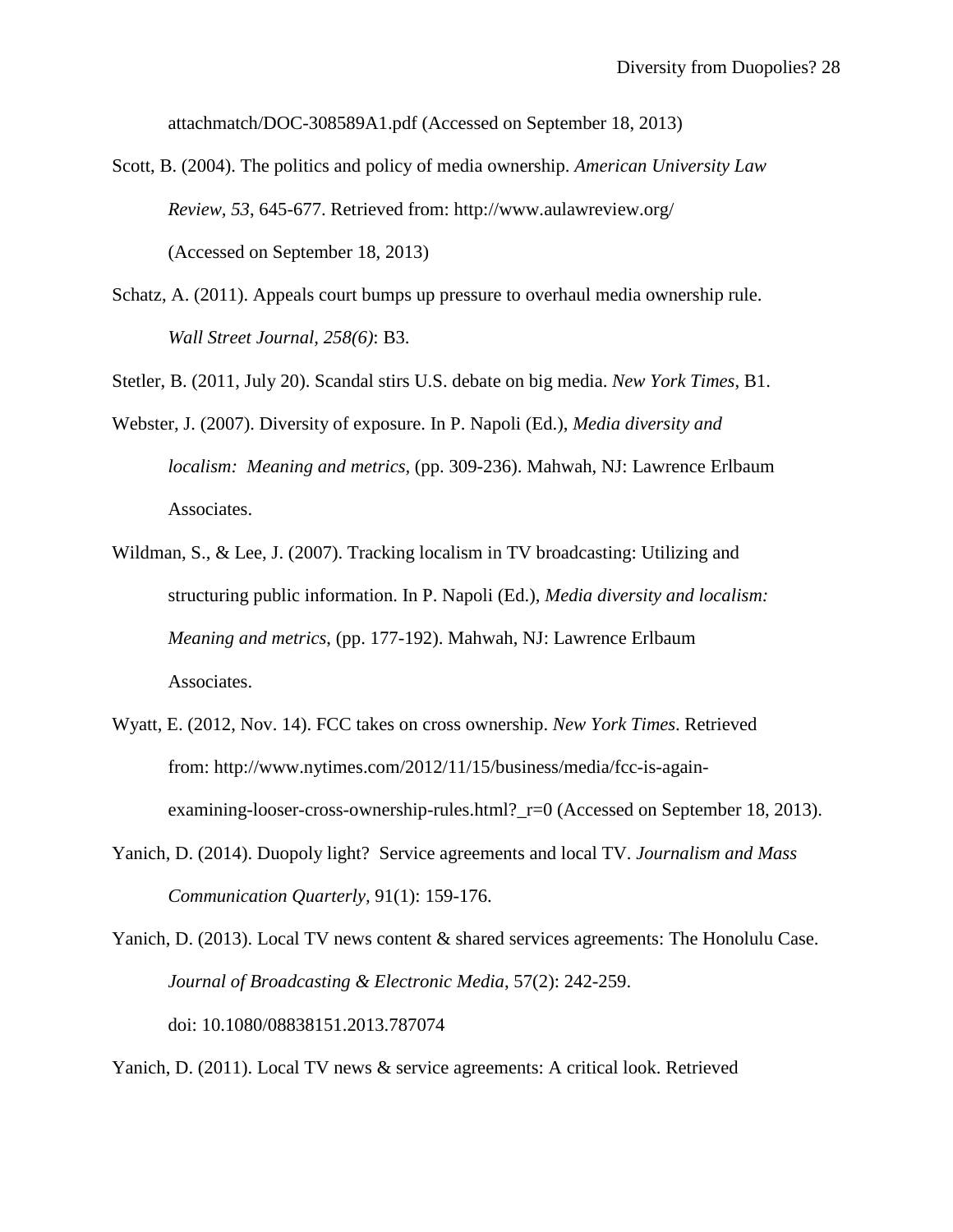attachmatch/DOC-308589A1.pdf (Accessed on September 18, 2013)

Scott, B. (2004). The politics and policy of media ownership. *American University Law Review*, *53*, 645-677. Retrieved from: http://www.aulawreview.org/ (Accessed on September 18, 2013)

Schatz, A. (2011). Appeals court bumps up pressure to overhaul media ownership rule. *Wall Street Journal, 258(6)*: B3.

Stetler, B. (2011, July 20). Scandal stirs U.S. debate on big media. *New York Times*, B1.

Webster, J. (2007). Diversity of exposure. In P. Napoli (Ed.), *Media diversity and localism: Meaning and metrics,* (pp. 309-236). Mahwah, NJ: Lawrence Erlbaum Associates.

Wildman, S., & Lee, J. (2007). Tracking localism in TV broadcasting: Utilizing and structuring public information. In P. Napoli (Ed.), *Media diversity and localism: Meaning and metrics,* (pp. 177-192). Mahwah, NJ: Lawrence Erlbaum Associates.

Wyatt, E. (2012, Nov. 14). FCC takes on cross ownership. *New York Times*. Retrieved from: http://www.nytimes.com/2012/11/15/business/media/fcc-is-again-examining-looser-cross-ownership-rules.html?_r=0 (Accessed on September 18, 2013).

Yanich, D. (2014). Duopoly light? Service agreements and local TV. *Journalism and Mass Communication Quarterly*, 91(1): 159-176.

Yanich, D. (2013). Local TV news content & shared services agreements: The Honolulu Case. *Journal of Broadcasting & Electronic Media*, 57(2): 242-259. doi: 10.1080/08838151.2013.787074

Yanich, D. (2011). Local TV news & service agreements: A critical look. Retrieved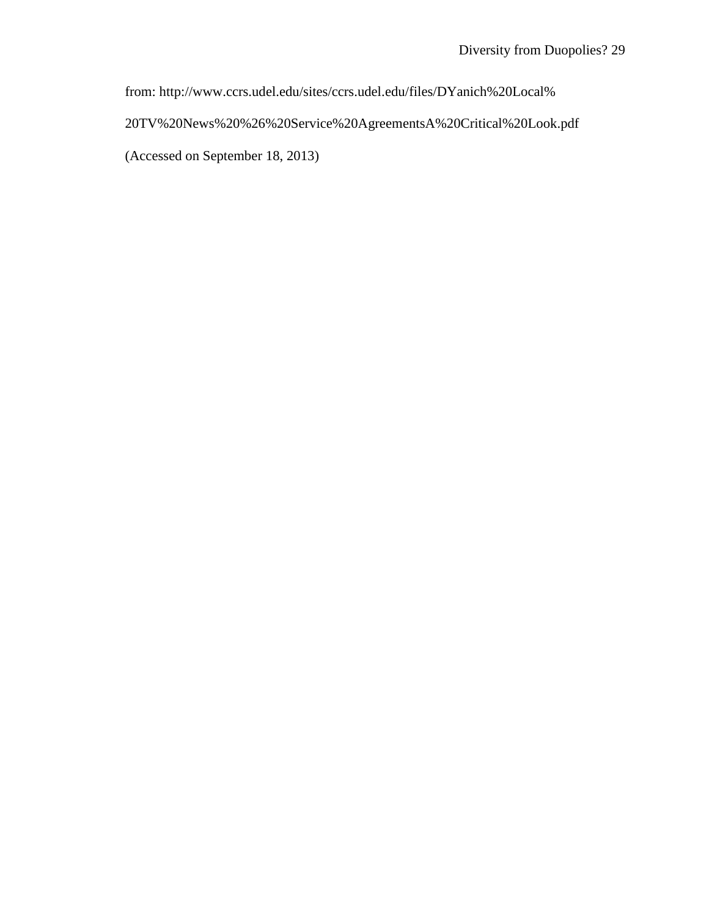from: http://www.ccrs.udel.edu/sites/ccrs.udel.edu/files/DYanich%20Local%

20TV%20News%20%26%20Service%20AgreementsA%20Critical%20Look.pdf

(Accessed on September 18, 2013)